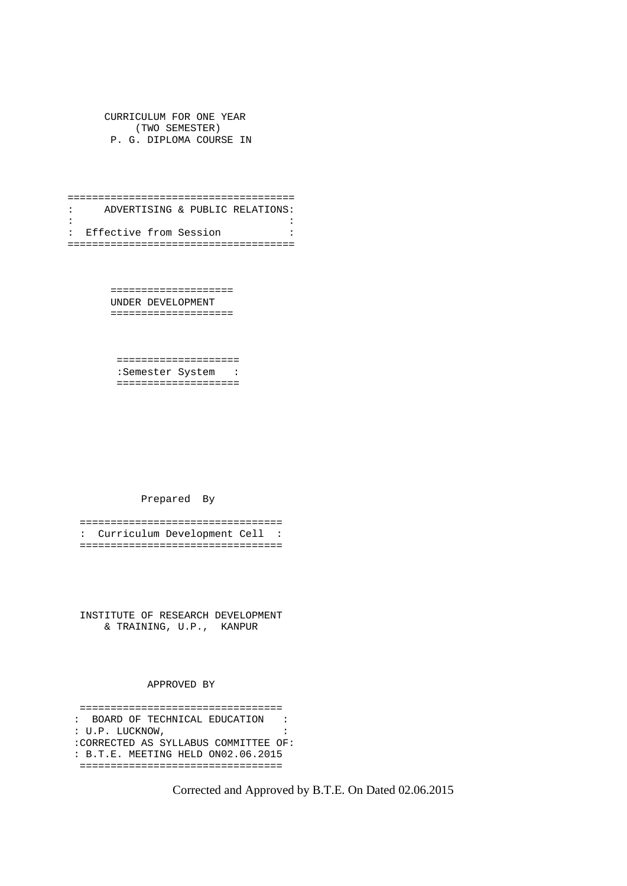CURRICULUM FOR ONE YEAR
(TWO SEMESTER)
P. G. DIPLOMA COURSE IN

# ADVERTISING & PUBLIC RELATIONS

Effective from Session

UNDER DEVELOPMENT

Semester System

Prepared By

Curriculum Development Cell

INSTITUTE OF RESEARCH DEVELOPMENT
& TRAINING, U.P., KANPUR

APPROVED BY

BOARD OF TECHNICAL EDUCATION
U.P. LUCKNOW,
CORRECTED AS SYLLABUS COMMITTEE OF
B.T.E. MEETING HELD ON02.06.2015

Corrected and Approved by B.T.E. On Dated 02.06.2015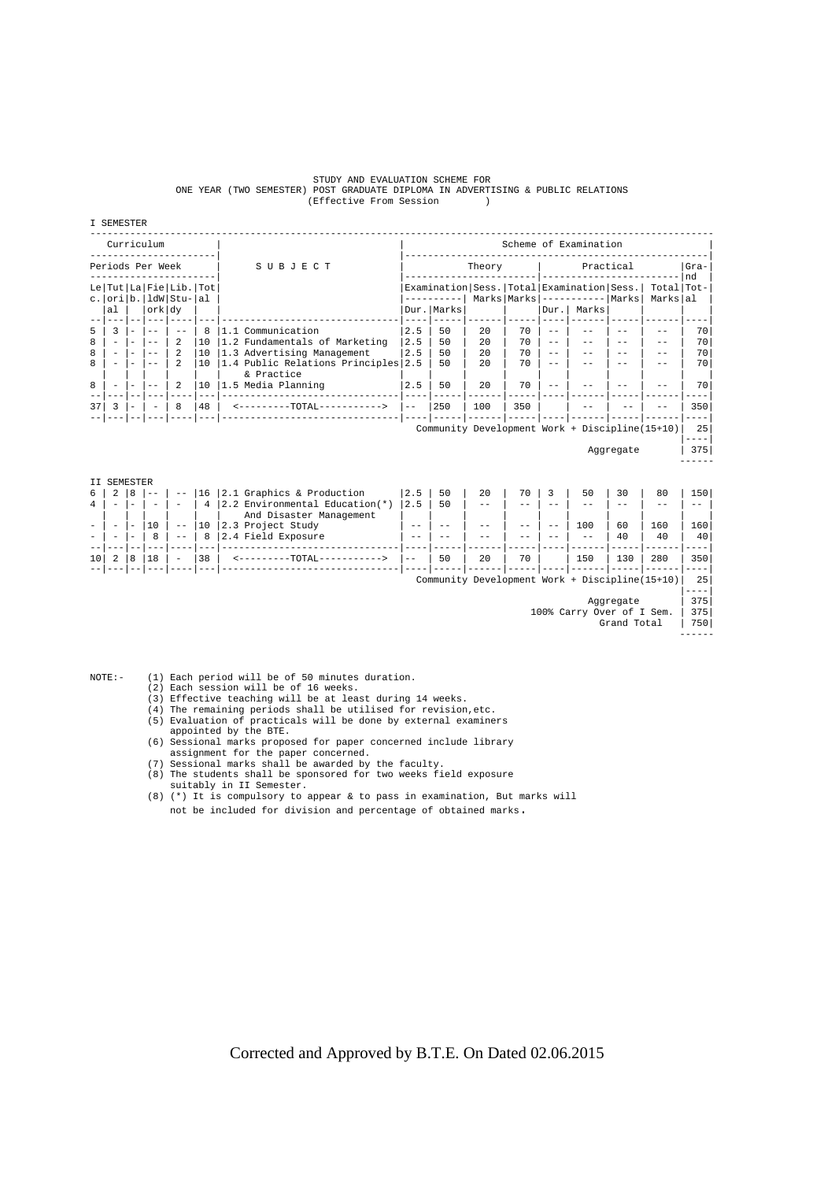STUDY AND EVALUATION SCHEME FOR
ONE YEAR (TWO SEMESTER) POST GRADUATE DIPLOMA IN ADVERTISING & PUBLIC RELATIONS
(Effective From Session )

I SEMESTER

| Curriculum | | | | | | SUBJECT | Scheme of Examination | | | | | | | | |
|---|---|---|---|---|---|---|---|---|---|---|---|---|---|---|---|
| Periods Per Week | | | | | | | Theory | | | | Practical | | | | Grand Total |
| Lecture | Tutorial | Lab. | Field Work | Lib. Study | Total | | Examination Dur. | Examination Marks | Sess. Marks | Total Marks | Examination Dur. | Examination Marks | Sess. Marks | Total Marks | |
| 5 | 3 | - | -- | -- | 8 | 1.1 Communication | 2.5 | 50 | 20 | 70 | -- | -- | -- | -- | 70 |
| 8 | - | - | -- | 2 | 10 | 1.2 Fundamentals of Marketing | 2.5 | 50 | 20 | 70 | -- | -- | -- | -- | 70 |
| 8 | - | - | -- | 2 | 10 | 1.3 Advertising Management | 2.5 | 50 | 20 | 70 | -- | -- | -- | -- | 70 |
| 8 | - | - | -- | 2 | 10 | 1.4 Public Relations Principles & Practice | 2.5 | 50 | 20 | 70 | -- | -- | -- | -- | 70 |
| 8 | - | - | -- | 2 | 10 | 1.5 Media Planning | 2.5 | 50 | 20 | 70 | -- | -- | -- | -- | 70 |
| 37 | 3 | - | - | 8 | 48 | <---------TOTAL-----------> | -- | 250 | 100 | 350 | | -- | -- | -- | 350 |
| | | | | | | Community Development Work + Discipline(15+10) | | | | | | | | | 25 |
| | | | | | | Aggregate | | | | | | | | | 375 |

II SEMESTER

| Lecture | Tutorial | Lab. | Field Work | Lib. Study | Total | SUBJECT | Theory Examination Dur. | Theory Examination Marks | Theory Sess. Marks | Theory Total Marks | Practical Examination Dur. | Practical Examination Marks | Practical Sess. Marks | Practical Total Marks | Grand Total |
|---|---|---|---|---|---|---|---|---|---|---|---|---|---|---|---|
| 6 | 2 | 8 | -- | -- | 16 | 2.1 Graphics & Production | 2.5 | 50 | 20 | 70 | 3 | 50 | 30 | 80 | 150 |
| 4 | - | - | - | - | 4 | 2.2 Environmental Education(*) And Disaster Management | 2.5 | 50 | -- | -- | -- | -- | -- | -- | -- |
| - | - | - | 10 | -- | 10 | 2.3 Project Study | -- | -- | -- | -- | -- | 100 | 60 | 160 | 160 |
| - | - | - | 8 | -- | 8 | 2.4 Field Exposure | -- | -- | -- | -- | -- | -- | 40 | 40 | 40 |
| 10 | 2 | 8 | 18 | - | 38 | <---------TOTAL-----------> | -- | 50 | 20 | 70 | | 150 | 130 | 280 | 350 |
| | | | | | | Community Development Work + Discipline(15+10) | | | | | | | | | 25 |
| | | | | | | Aggregate | | | | | | | | | 375 |
| | | | | | | 100% Carry Over of I Sem. | | | | | | | | | 375 |
| | | | | | | Grand Total | | | | | | | | | 750 |

NOTE:-
(1) Each period will be of 50 minutes duration.
(2) Each session will be of 16 weeks.
(3) Effective teaching will be at least during 14 weeks.
(4) The remaining periods shall be utilised for revision,etc.
(5) Evaluation of practicals will be done by external examiners appointed by the BTE.
(6) Sessional marks proposed for paper concerned include library assignment for the paper concerned.
(7) Sessional marks shall be awarded by the faculty.
(8) The students shall be sponsored for two weeks field exposure suitably in II Semester.
(8) (*) It is compulsory to appear & to pass in examination, But marks will not be included for division and percentage of obtained marks.

Corrected and Approved by B.T.E. On Dated 02.06.2015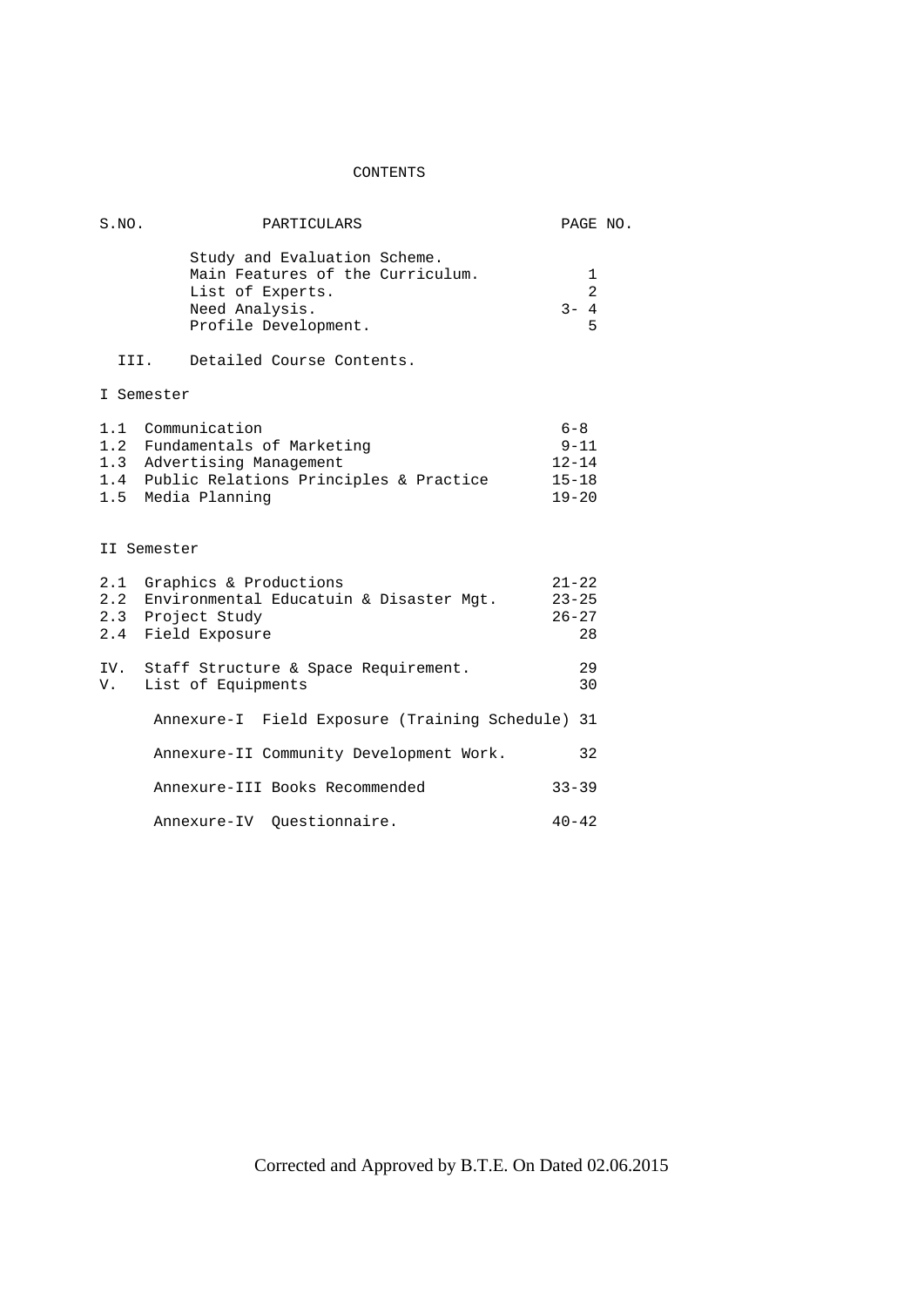# CONTENTS

| S.NO. | PARTICULARS | PAGE NO. |
|---|---|---|
| | Study and Evaluation Scheme. | |
| | Main Features of the Curriculum. | 1 |
| | List of Experts. | 2 |
| | Need Analysis. | 3- 4 |
| | Profile Development. | 5 |
| III. | Detailed Course Contents. | |
| | **I Semester** | |
| 1.1 | Communication | 6-8 |
| 1.2 | Fundamentals of Marketing | 9-11 |
| 1.3 | Advertising Management | 12-14 |
| 1.4 | Public Relations Principles & Practice | 15-18 |
| 1.5 | Media Planning | 19-20 |
| | **II Semester** | |
| 2.1 | Graphics & Productions | 21-22 |
| 2.2 | Environmental Educatuin & Disaster Mgt. | 23-25 |
| 2.3 | Project Study | 26-27 |
| 2.4 | Field Exposure | 28 |
| IV. | Staff Structure & Space Requirement. | 29 |
| V. | List of Equipments | 30 |
| | Annexure-I Field Exposure (Training Schedule) | 31 |
| | Annexure-II Community Development Work. | 32 |
| | Annexure-III Books Recommended | 33-39 |
| | Annexure-IV Questionnaire. | 40-42 |

Corrected and Approved by B.T.E. On Dated 02.06.2015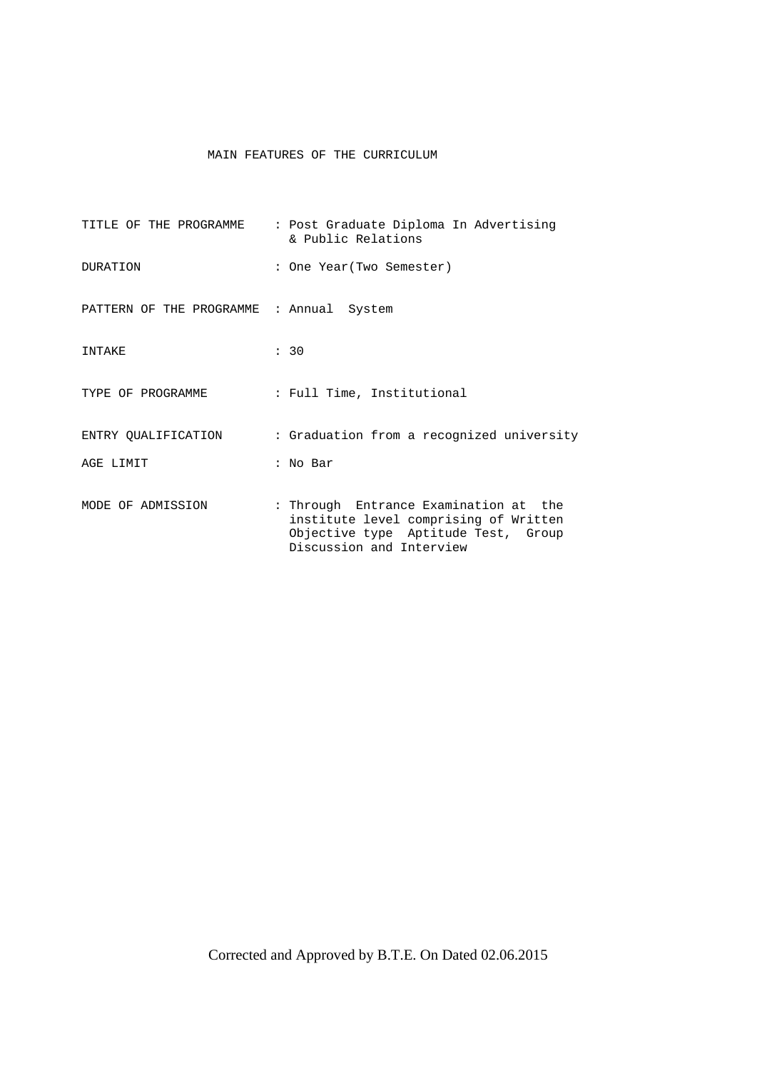# MAIN FEATURES OF THE CURRICULUM

| | |
|---|---|
| TITLE OF THE PROGRAMME | : Post Graduate Diploma In Advertising & Public Relations |
| DURATION | : One Year(Two Semester) |
| PATTERN OF THE PROGRAMME | : Annual System |
| INTAKE | : 30 |
| TYPE OF PROGRAMME | : Full Time, Institutional |
| ENTRY QUALIFICATION | : Graduation from a recognized university |
| AGE LIMIT | : No Bar |
| MODE OF ADMISSION | : Through Entrance Examination at the institute level comprising of Written Objective type Aptitude Test, Group Discussion and Interview |

Corrected and Approved by B.T.E. On Dated 02.06.2015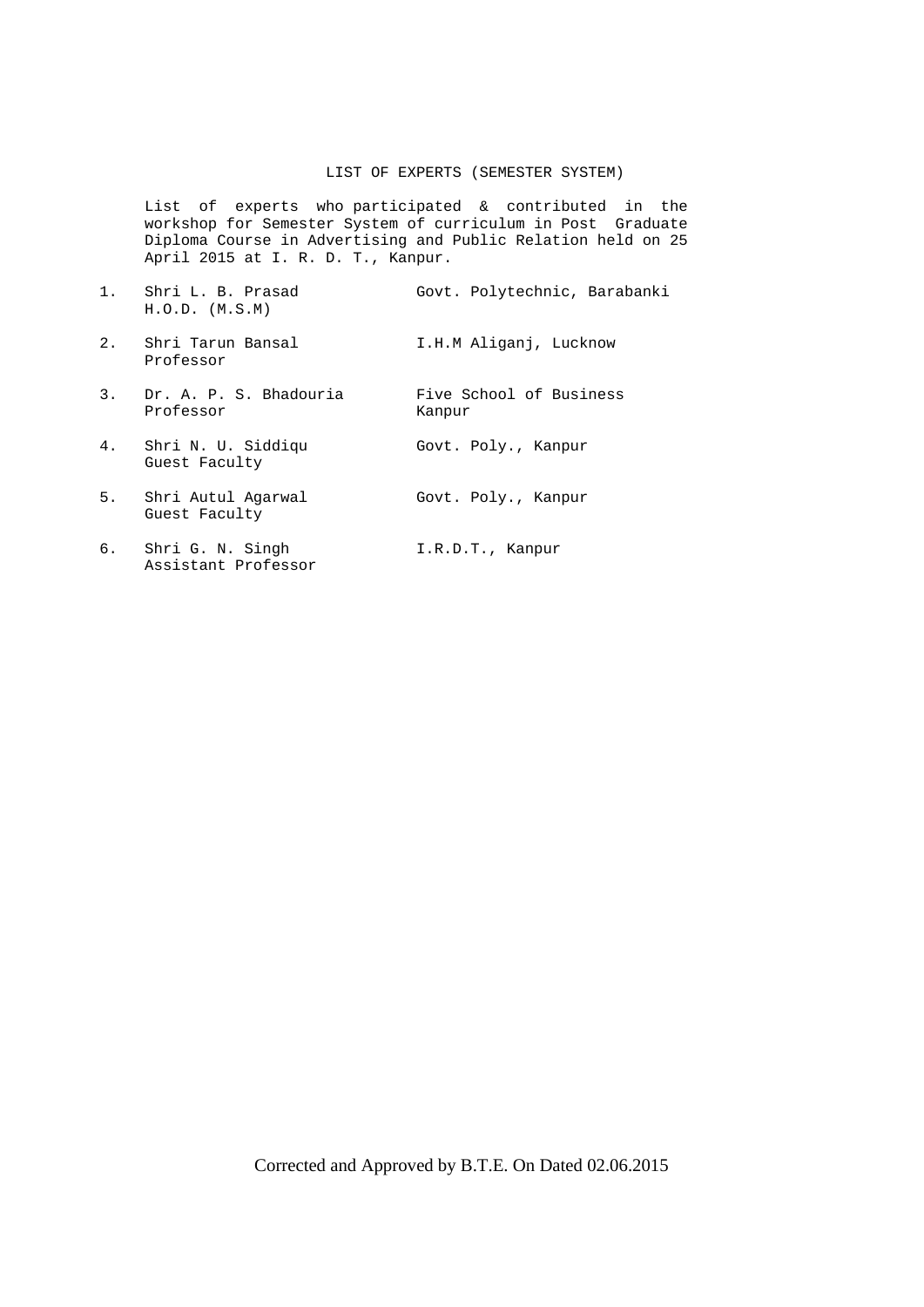# LIST OF EXPERTS (SEMESTER SYSTEM)

List of experts who participated & contributed in the workshop for Semester System of curriculum in Post Graduate Diploma Course in Advertising and Public Relation held on 25 April 2015 at I. R. D. T., Kanpur.

| | | |
|---|---|---|
| 1. | Shri L. B. Prasad<br>H.O.D. (M.S.M) | Govt. Polytechnic, Barabanki |
| 2. | Shri Tarun Bansal<br>Professor | I.H.M Aliganj, Lucknow |
| 3. | Dr. A. P. S. Bhadouria<br>Professor | Five School of Business<br>Kanpur |
| 4. | Shri N. U. Siddiqu<br>Guest Faculty | Govt. Poly., Kanpur |
| 5. | Shri Autul Agarwal<br>Guest Faculty | Govt. Poly., Kanpur |
| 6. | Shri G. N. Singh<br>Assistant Professor | I.R.D.T., Kanpur |

Corrected and Approved by B.T.E. On Dated 02.06.2015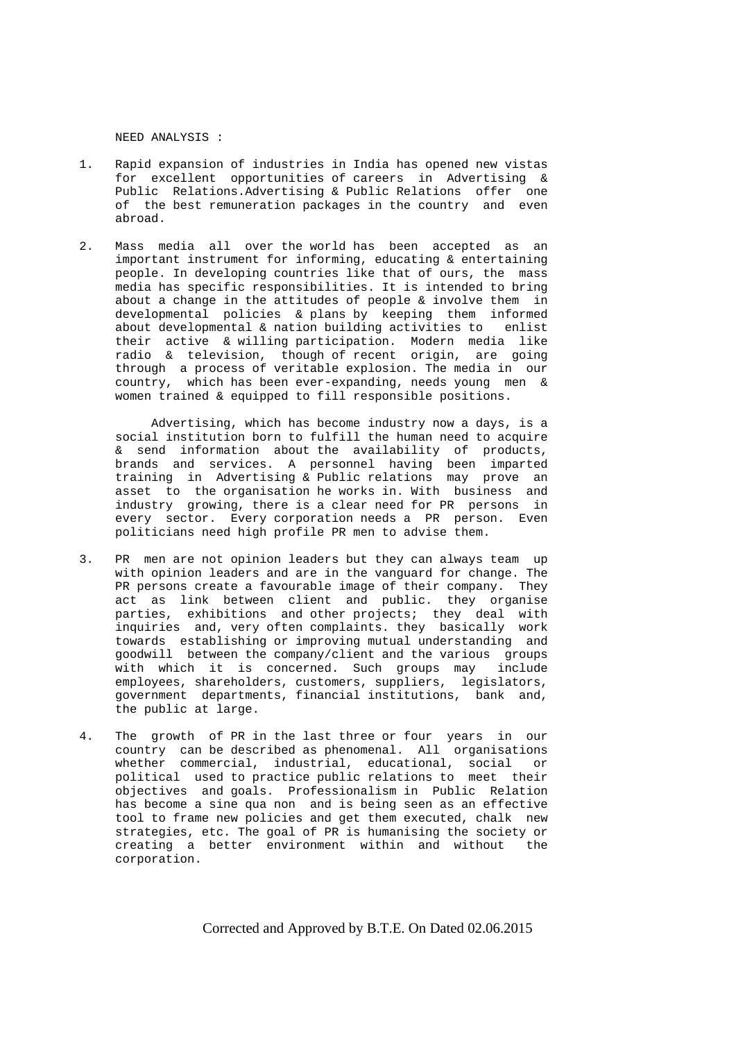NEED ANALYSIS :

1. Rapid expansion of industries in India has opened new vistas for excellent opportunities of careers in Advertising & Public Relations.Advertising & Public Relations offer one of the best remuneration packages in the country and even abroad.

2. Mass media all over the world has been accepted as an important instrument for informing, educating & entertaining people. In developing countries like that of ours, the mass media has specific responsibilities. It is intended to bring about a change in the attitudes of people & involve them in developmental policies & plans by keeping them informed about developmental & nation building activities to enlist their active & willing participation. Modern media like radio & television, though of recent origin, are going through a process of veritable explosion. The media in our country, which has been ever-expanding, needs young men & women trained & equipped to fill responsible positions.

   Advertising, which has become industry now a days, is a social institution born to fulfill the human need to acquire & send information about the availability of products, brands and services. A personnel having been imparted training in Advertising & Public relations may prove an asset to the organisation he works in. With business and industry growing, there is a clear need for PR persons in every sector. Every corporation needs a PR person. Even politicians need high profile PR men to advise them.

3. PR men are not opinion leaders but they can always team up with opinion leaders and are in the vanguard for change. The PR persons create a favourable image of their company. They act as link between client and public. they organise parties, exhibitions and other projects; they deal with inquiries and, very often complaints. they basically work towards establishing or improving mutual understanding and goodwill between the company/client and the various groups with which it is concerned. Such groups may include employees, shareholders, customers, suppliers, legislators, government departments, financial institutions, bank and, the public at large.

4. The growth of PR in the last three or four years in our country can be described as phenomenal. All organisations whether commercial, industrial, educational, social or political used to practice public relations to meet their objectives and goals. Professionalism in Public Relation has become a sine qua non and is being seen as an effective tool to frame new policies and get them executed, chalk new strategies, etc. The goal of PR is humanising the society or creating a better environment within and without the corporation.

Corrected and Approved by B.T.E. On Dated 02.06.2015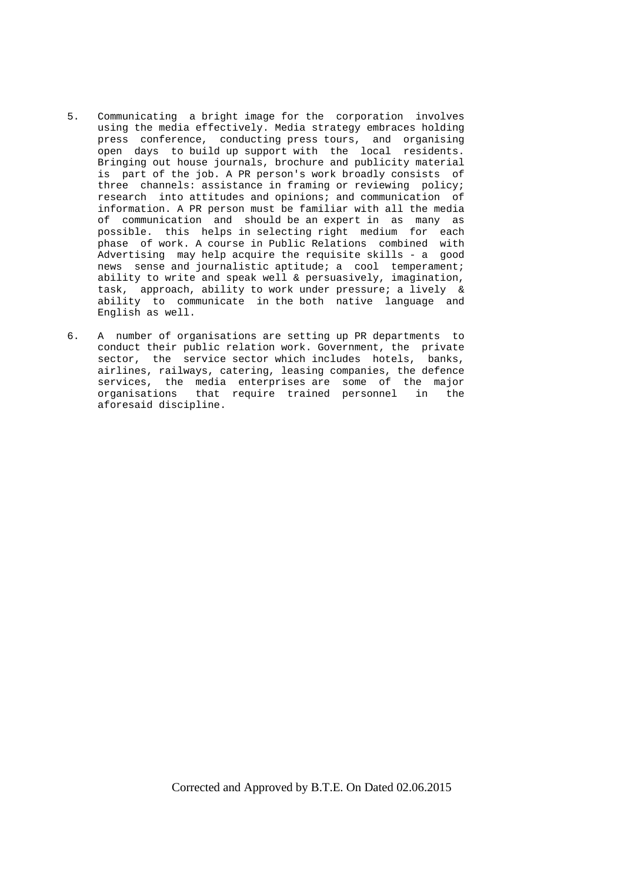5. Communicating a bright image for the corporation involves using the media effectively. Media strategy embraces holding press conference, conducting press tours, and organising open days to build up support with the local residents. Bringing out house journals, brochure and publicity material is part of the job. A PR person's work broadly consists of three channels: assistance in framing or reviewing policy; research into attitudes and opinions; and communication of information. A PR person must be familiar with all the media of communication and should be an expert in as many as possible. this helps in selecting right medium for each phase of work. A course in Public Relations combined with Advertising may help acquire the requisite skills - a good news sense and journalistic aptitude; a cool temperament; ability to write and speak well & persuasively, imagination, task, approach, ability to work under pressure; a lively & ability to communicate in the both native language and English as well.

6. A number of organisations are setting up PR departments to conduct their public relation work. Government, the private sector, the service sector which includes hotels, banks, airlines, railways, catering, leasing companies, the defence services, the media enterprises are some of the major organisations that require trained personnel in the aforesaid discipline.

Corrected and Approved by B.T.E. On Dated 02.06.2015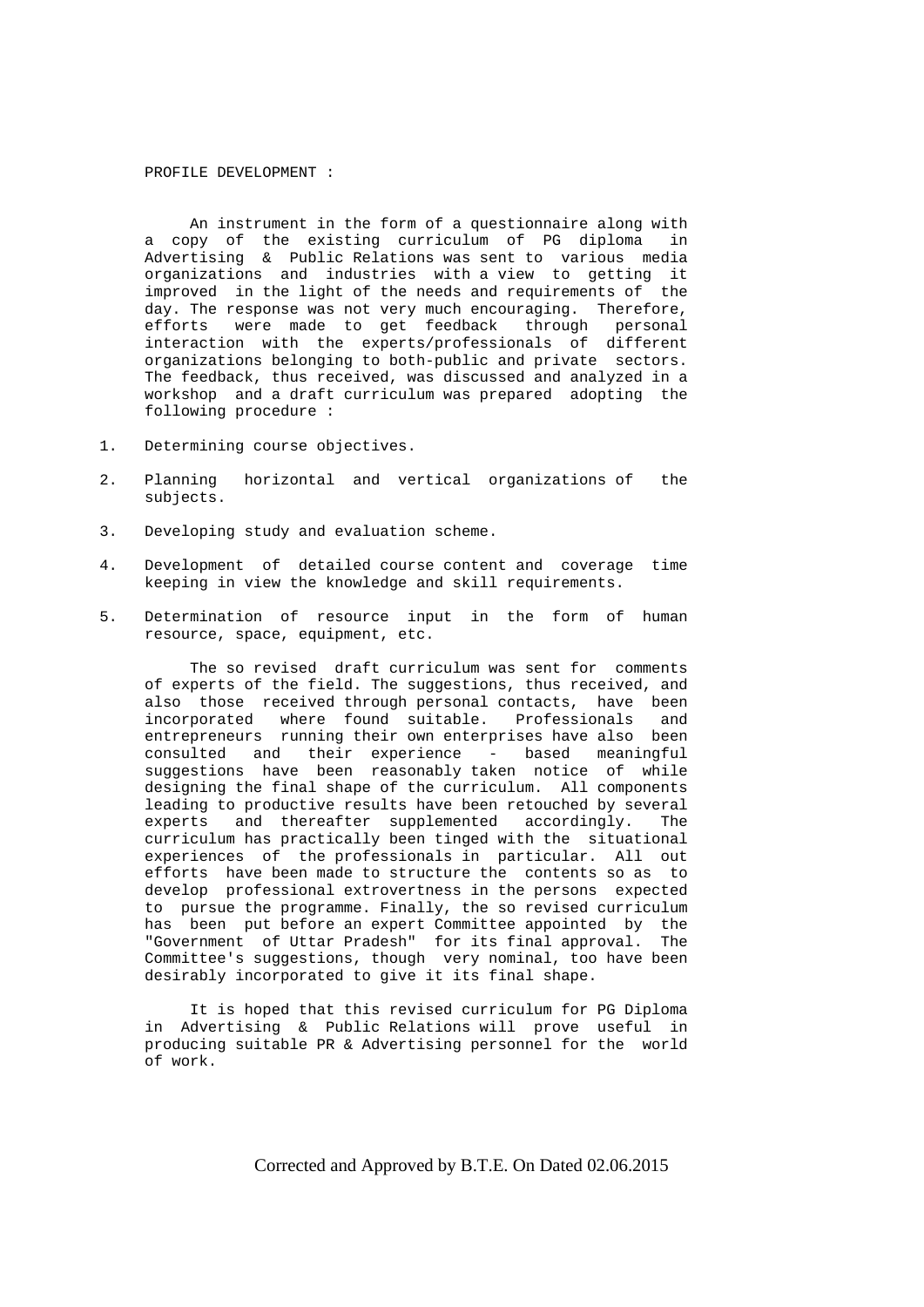PROFILE DEVELOPMENT :

An instrument in the form of a questionnaire along with a copy of the existing curriculum of PG diploma in Advertising & Public Relations was sent to various media organizations and industries with a view to getting it improved in the light of the needs and requirements of the day. The response was not very much encouraging. Therefore, efforts were made to get feedback through personal interaction with the experts/professionals of different organizations belonging to both-public and private sectors. The feedback, thus received, was discussed and analyzed in a workshop and a draft curriculum was prepared adopting the following procedure :

1. Determining course objectives.

2. Planning horizontal and vertical organizations of the subjects.

3. Developing study and evaluation scheme.

4. Development of detailed course content and coverage time keeping in view the knowledge and skill requirements.

5. Determination of resource input in the form of human resource, space, equipment, etc.

The so revised draft curriculum was sent for comments of experts of the field. The suggestions, thus received, and also those received through personal contacts, have been incorporated where found suitable. Professionals and entrepreneurs running their own enterprises have also been consulted and their experience - based meaningful suggestions have been reasonably taken notice of while designing the final shape of the curriculum. All components leading to productive results have been retouched by several experts and thereafter supplemented accordingly. The curriculum has practically been tinged with the situational experiences of the professionals in particular. All out efforts have been made to structure the contents so as to develop professional extrovertness in the persons expected to pursue the programme. Finally, the so revised curriculum has been put before an expert Committee appointed by the "Government of Uttar Pradesh" for its final approval. The Committee's suggestions, though very nominal, too have been desirably incorporated to give it its final shape.

It is hoped that this revised curriculum for PG Diploma in Advertising & Public Relations will prove useful in producing suitable PR & Advertising personnel for the world of work.

Corrected and Approved by B.T.E. On Dated 02.06.2015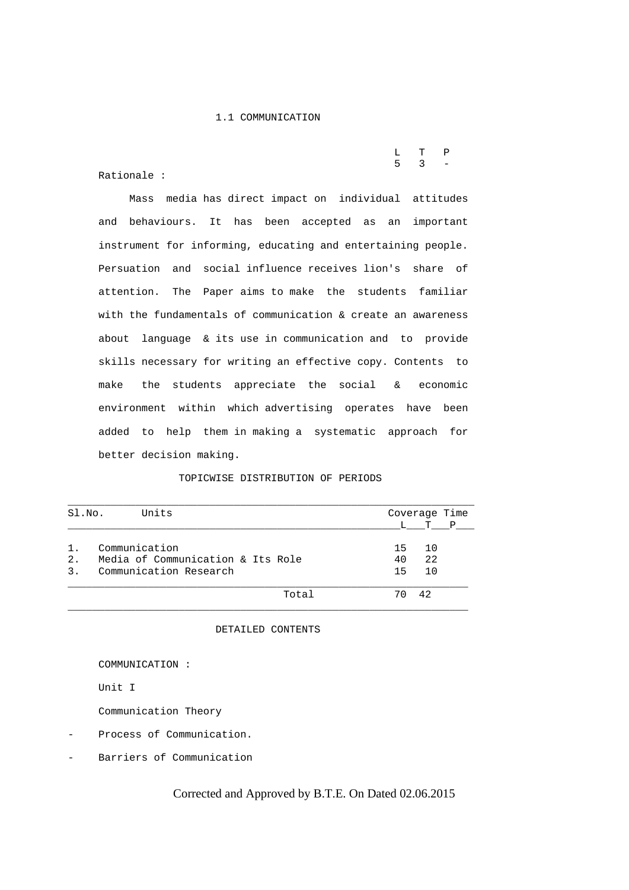## 1.1 COMMUNICATION

| L | T | P |
|---|---|---|
| 5 | 3 | - |

Rationale :

Mass media has direct impact on individual attitudes and behaviours. It has been accepted as an important instrument for informing, educating and entertaining people. Persuation and social influence receives lion's share of attention. The Paper aims to make the students familiar with the fundamentals of communication & create an awareness about language & its use in communication and to provide skills necessary for writing an effective copy. Contents to make the students appreciate the social & economic environment within which advertising operates have been added to help them in making a systematic approach for better decision making.

### TOPICWISE DISTRIBUTION OF PERIODS

| Sl.No. | Units | Coverage Time L | T | P |
|---|---|---|---|---|
| 1. | Communication | 15 | 10 | |
| 2. | Media of Communication & Its Role | 40 | 22 | |
| 3. | Communication Research | 15 | 10 | |
| | Total | 70 | 42 | |

### DETAILED CONTENTS

COMMUNICATION :

Unit I

Communication Theory

- Process of Communication.
- Barriers of Communication

Corrected and Approved by B.T.E. On Dated 02.06.2015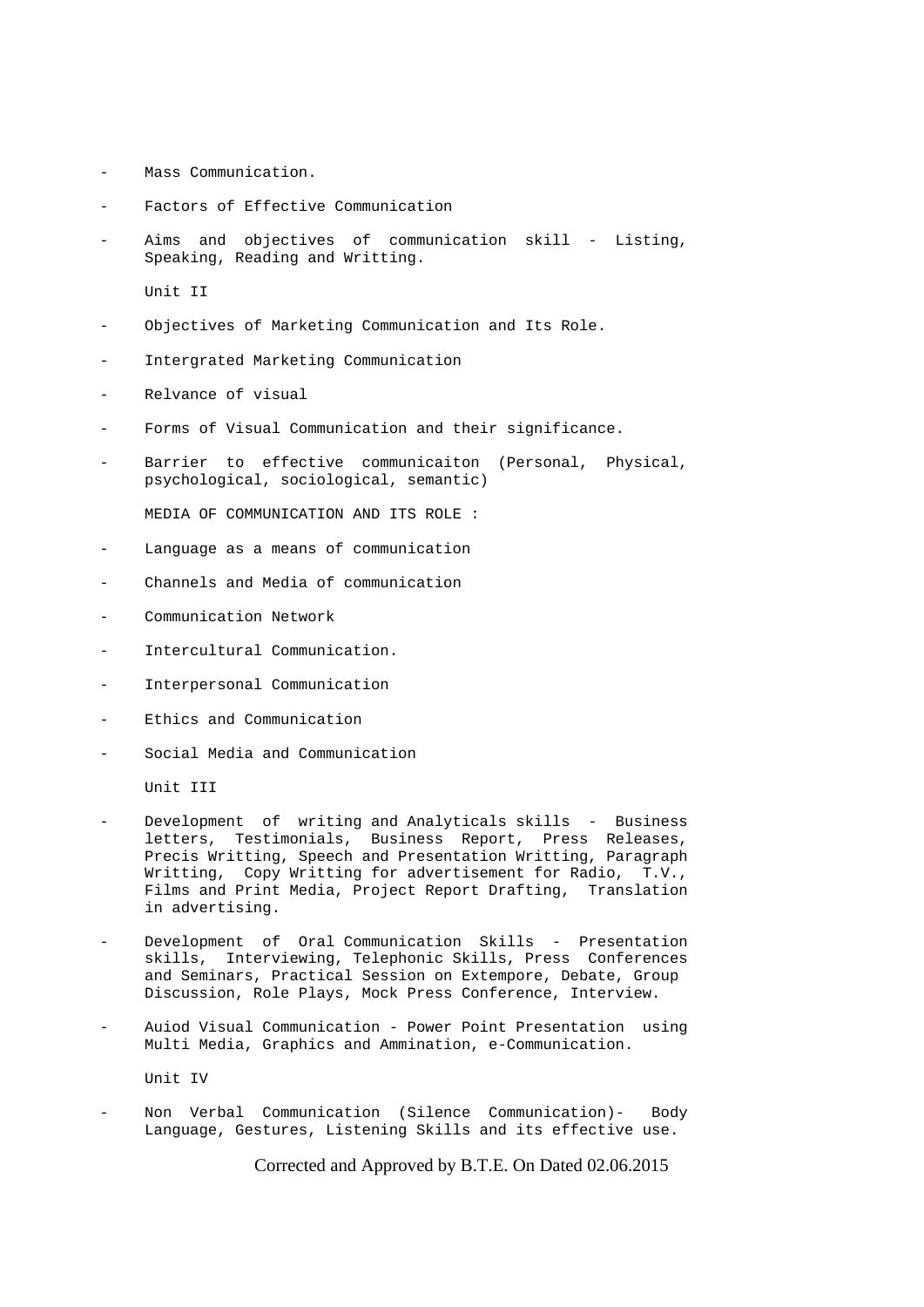- Mass Communication.
- Factors of Effective Communication
- Aims and objectives of communication skill - Listing, Speaking, Reading and Writting.

Unit II

- Objectives of Marketing Communication and Its Role.
- Intergrated Marketing Communication
- Relvance of visual
- Forms of Visual Communication and their significance.
- Barrier to effective communicaiton (Personal, Physical, psychological, sociological, semantic)

MEDIA OF COMMUNICATION AND ITS ROLE :

- Language as a means of communication
- Channels and Media of communication
- Communication Network
- Intercultural Communication.
- Interpersonal Communication
- Ethics and Communication
- Social Media and Communication

Unit III

- Development of writing and Analyticals skills - Business letters, Testimonials, Business Report, Press Releases, Precis Writting, Speech and Presentation Writting, Paragraph Writting, Copy Writting for advertisement for Radio, T.V., Films and Print Media, Project Report Drafting, Translation in advertising.
- Development of Oral Communication Skills - Presentation skills, Interviewing, Telephonic Skills, Press Conferences and Seminars, Practical Session on Extempore, Debate, Group Discussion, Role Plays, Mock Press Conference, Interview.
- Auiod Visual Communication - Power Point Presentation using Multi Media, Graphics and Ammination, e-Communication.

Unit IV

- Non Verbal Communication (Silence Communication)- Body Language, Gestures, Listening Skills and its effective use.

Corrected and Approved by B.T.E. On Dated 02.06.2015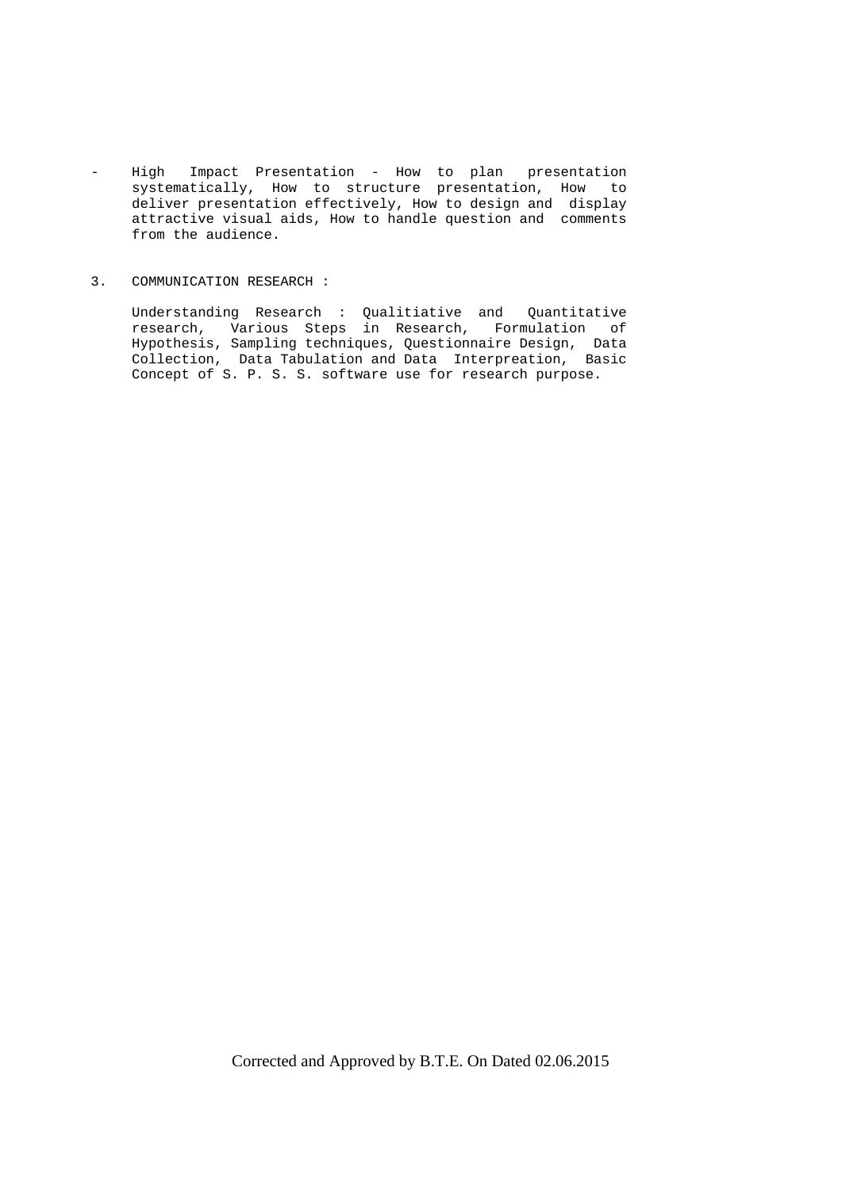- High Impact Presentation - How to plan presentation systematically, How to structure presentation, How to deliver presentation effectively, How to design and display attractive visual aids, How to handle question and comments from the audience.

3. COMMUNICATION RESEARCH :

   Understanding Research : Qualitiative and Quantitative research, Various Steps in Research, Formulation of Hypothesis, Sampling techniques, Questionnaire Design, Data Collection, Data Tabulation and Data Interpreation, Basic Concept of S. P. S. S. software use for research purpose.

Corrected and Approved by B.T.E. On Dated 02.06.2015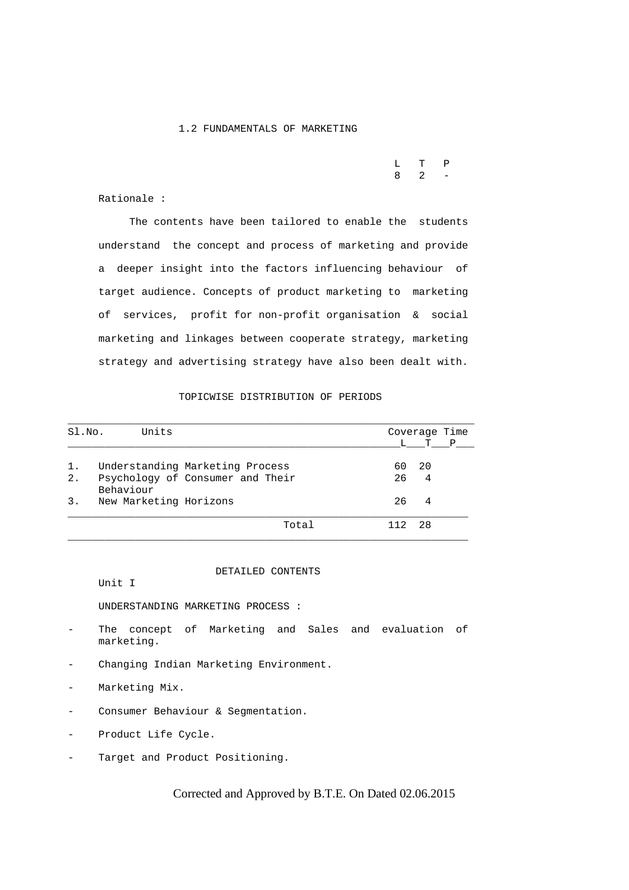## 1.2 FUNDAMENTALS OF MARKETING

| L | T | P |
|---|---|---|
| 8 | 2 | - |

Rationale :

The contents have been tailored to enable the students understand the concept and process of marketing and provide a deeper insight into the factors influencing behaviour of target audience. Concepts of product marketing to marketing of services, profit for non-profit organisation & social marketing and linkages between cooperate strategy, marketing strategy and advertising strategy have also been dealt with.

### TOPICWISE DISTRIBUTION OF PERIODS

| Sl.No. | Units | Coverage Time | | |
|---|---|---|---|---|
| | | L | T | P |
| 1. | Understanding Marketing Process | 60 | 20 | |
| 2. | Psychology of Consumer and Their Behaviour | 26 | 4 | |
| 3. | New Marketing Horizons | 26 | 4 | |
| | Total | 112 | 28 | |

### DETAILED CONTENTS

Unit I

UNDERSTANDING MARKETING PROCESS :

- The concept of Marketing and Sales and evaluation of marketing.
- Changing Indian Marketing Environment.
- Marketing Mix.
- Consumer Behaviour & Segmentation.
- Product Life Cycle.
- Target and Product Positioning.

Corrected and Approved by B.T.E. On Dated 02.06.2015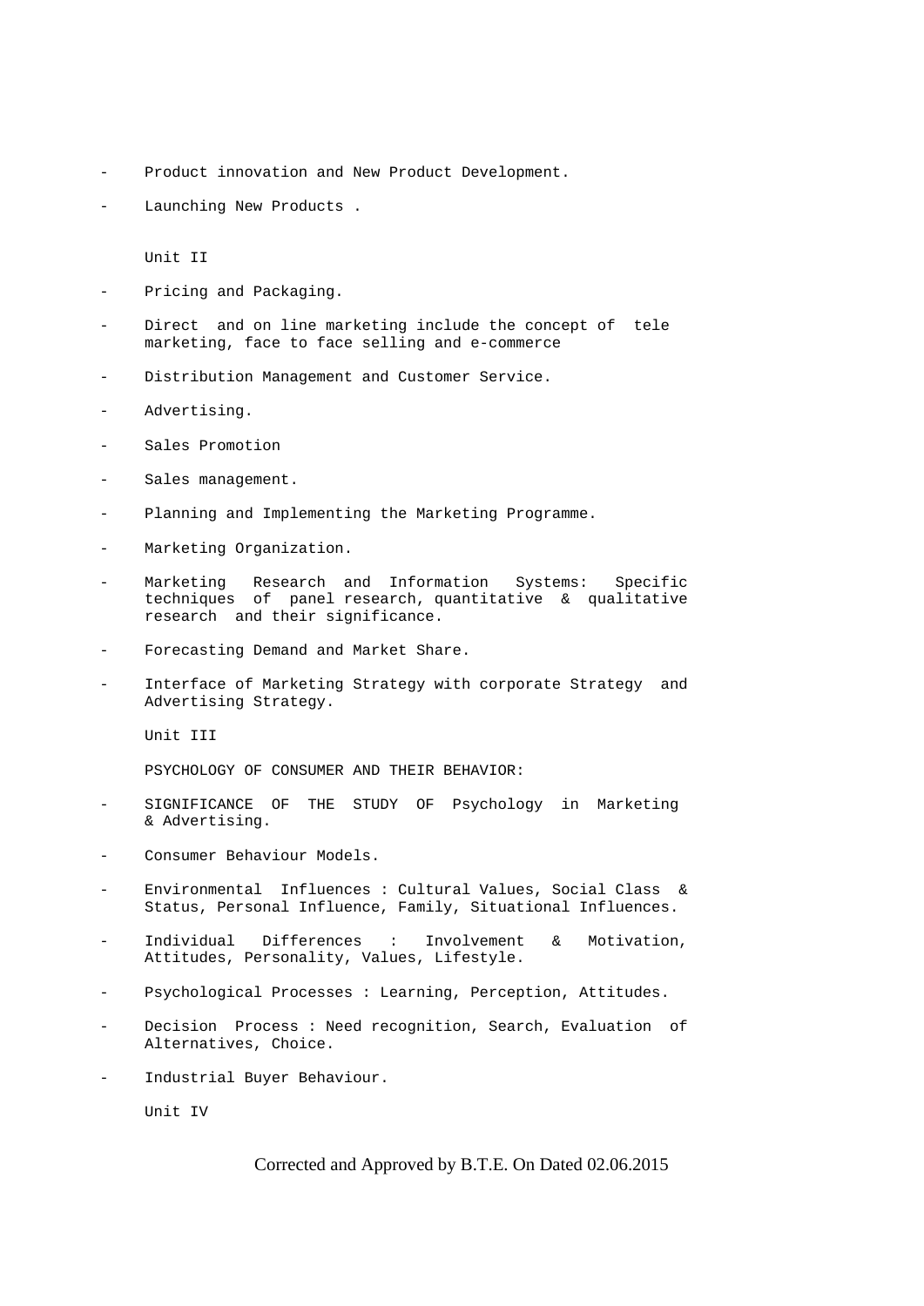- Product innovation and New Product Development.
- Launching New Products .

Unit II

- Pricing and Packaging.
- Direct and on line marketing include the concept of tele marketing, face to face selling and e-commerce
- Distribution Management and Customer Service.
- Advertising.
- Sales Promotion
- Sales management.
- Planning and Implementing the Marketing Programme.
- Marketing Organization.
- Marketing Research and Information Systems: Specific techniques of panel research, quantitative & qualitative research and their significance.
- Forecasting Demand and Market Share.
- Interface of Marketing Strategy with corporate Strategy and Advertising Strategy.

Unit III

PSYCHOLOGY OF CONSUMER AND THEIR BEHAVIOR:

- SIGNIFICANCE OF THE STUDY OF Psychology in Marketing & Advertising.
- Consumer Behaviour Models.
- Environmental Influences : Cultural Values, Social Class & Status, Personal Influence, Family, Situational Influences.
- Individual Differences : Involvement & Motivation, Attitudes, Personality, Values, Lifestyle.
- Psychological Processes : Learning, Perception, Attitudes.
- Decision Process : Need recognition, Search, Evaluation of Alternatives, Choice.
- Industrial Buyer Behaviour.

Unit IV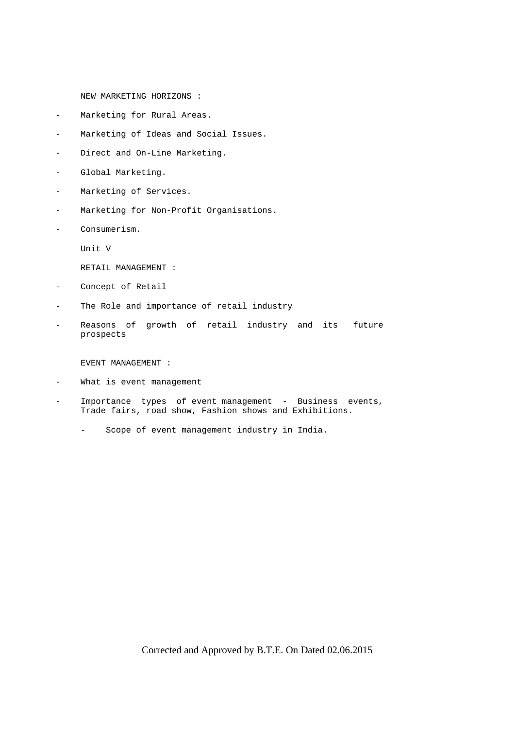NEW MARKETING HORIZONS :

- Marketing for Rural Areas.
- Marketing of Ideas and Social Issues.
- Direct and On-Line Marketing.
- Global Marketing.
- Marketing of Services.
- Marketing for Non-Profit Organisations.
- Consumerism.

Unit V

RETAIL MANAGEMENT :

- Concept of Retail
- The Role and importance of retail industry
- Reasons of growth of retail industry and its future prospects

EVENT MANAGEMENT :

- What is event management
- Importance types of event management - Business events, Trade fairs, road show, Fashion shows and Exhibitions.
    - Scope of event management industry in India.

Corrected and Approved by B.T.E. On Dated 02.06.2015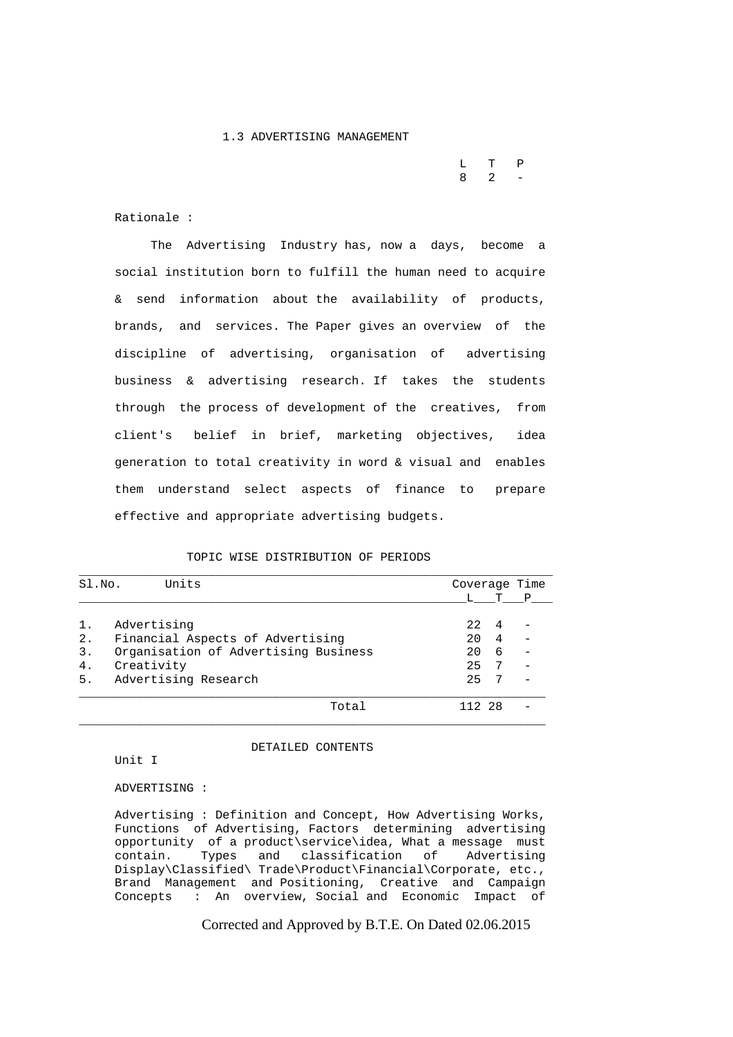## 1.3 ADVERTISING MANAGEMENT

| L | T | P |
|---|---|---|
| 8 | 2 | - |

Rationale :

The Advertising Industry has, now a days, become a social institution born to fulfill the human need to acquire & send information about the availability of products, brands, and services. The Paper gives an overview of the discipline of advertising, organisation of advertising business & advertising research. If takes the students through the process of development of the creatives, from client's belief in brief, marketing objectives, idea generation to total creativity in word & visual and enables them understand select aspects of finance to prepare effective and appropriate advertising budgets.

TOPIC WISE DISTRIBUTION OF PERIODS

| Sl.No. | Units | Coverage Time L | T | P |
|---|---|---|---|---|
| 1. | Advertising | 22 | 4 | - |
| 2. | Financial Aspects of Advertising | 20 | 4 | - |
| 3. | Organisation of Advertising Business | 20 | 6 | - |
| 4. | Creativity | 25 | 7 | - |
| 5. | Advertising Research | 25 | 7 | - |
| | Total | 112 | 28 | - |

DETAILED CONTENTS

Unit I

ADVERTISING :

Advertising : Definition and Concept, How Advertising Works, Functions of Advertising, Factors determining advertising opportunity of a product\service\idea, What a message must contain. Types and classification of Advertising Display\Classified\ Trade\Product\Financial\Corporate, etc., Brand Management and Positioning, Creative and Campaign Concepts : An overview, Social and Economic Impact of

Corrected and Approved by B.T.E. On Dated 02.06.2015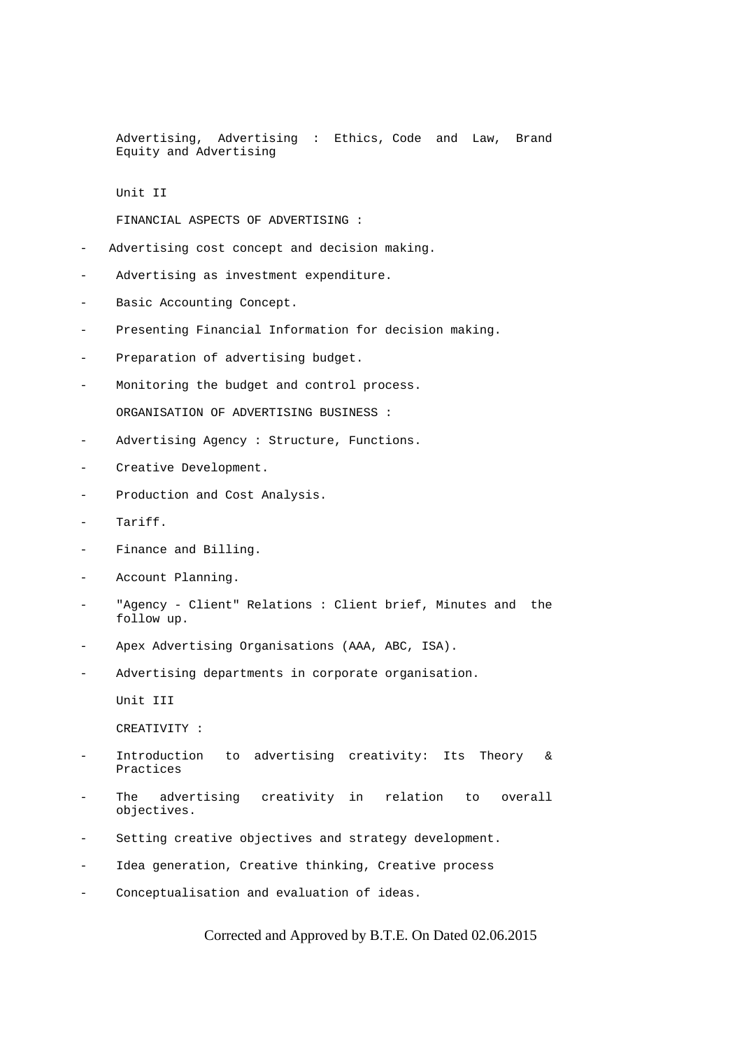Advertising, Advertising : Ethics, Code and Law, Brand Equity and Advertising

Unit II

FINANCIAL ASPECTS OF ADVERTISING :

- Advertising cost concept and decision making.
- Advertising as investment expenditure.
- Basic Accounting Concept.
- Presenting Financial Information for decision making.
- Preparation of advertising budget.
- Monitoring the budget and control process.

ORGANISATION OF ADVERTISING BUSINESS :

- Advertising Agency : Structure, Functions.
- Creative Development.
- Production and Cost Analysis.
- Tariff.
- Finance and Billing.
- Account Planning.
- "Agency - Client" Relations : Client brief, Minutes and the follow up.
- Apex Advertising Organisations (AAA, ABC, ISA).
- Advertising departments in corporate organisation.

Unit III

CREATIVITY :

- Introduction to advertising creativity: Its Theory & Practices
- The advertising creativity in relation to overall objectives.
- Setting creative objectives and strategy development.
- Idea generation, Creative thinking, Creative process
- Conceptualisation and evaluation of ideas.

Corrected and Approved by B.T.E. On Dated 02.06.2015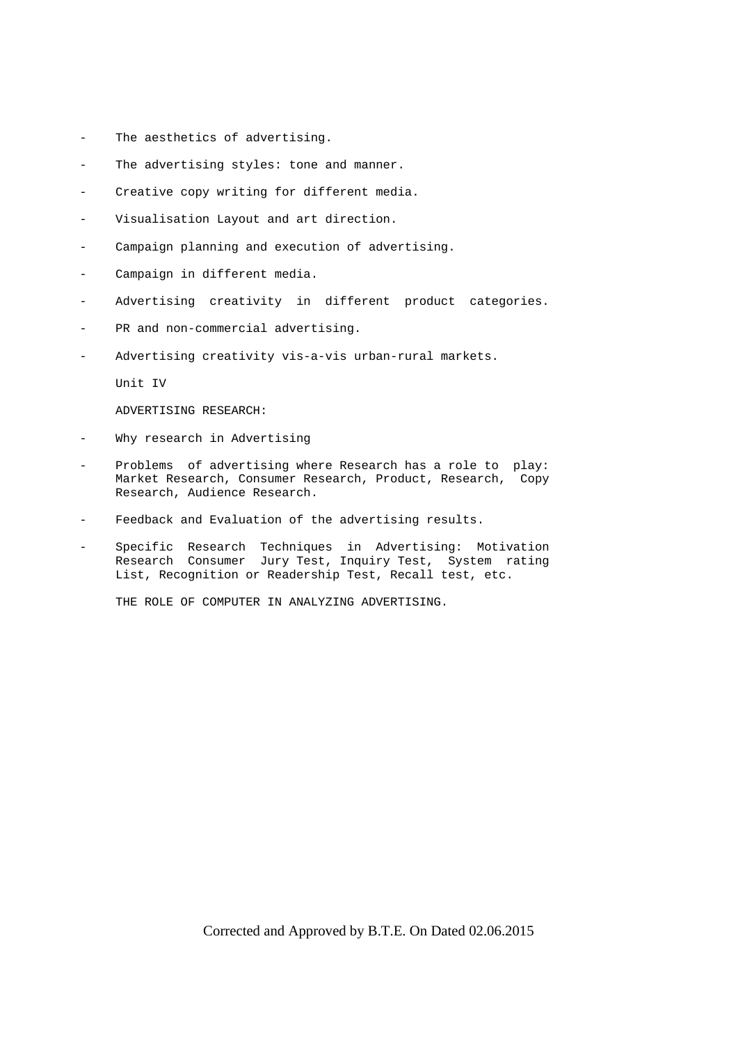- The aesthetics of advertising.
- The advertising styles: tone and manner.
- Creative copy writing for different media.
- Visualisation Layout and art direction.
- Campaign planning and execution of advertising.
- Campaign in different media.
- Advertising creativity in different product categories.
- PR and non-commercial advertising.
- Advertising creativity vis-a-vis urban-rural markets.

Unit IV

ADVERTISING RESEARCH:

- Why research in Advertising
- Problems of advertising where Research has a role to play: Market Research, Consumer Research, Product, Research, Copy Research, Audience Research.
- Feedback and Evaluation of the advertising results.
- Specific Research Techniques in Advertising: Motivation Research Consumer Jury Test, Inquiry Test, System rating List, Recognition or Readership Test, Recall test, etc.

THE ROLE OF COMPUTER IN ANALYZING ADVERTISING.

Corrected and Approved by B.T.E. On Dated 02.06.2015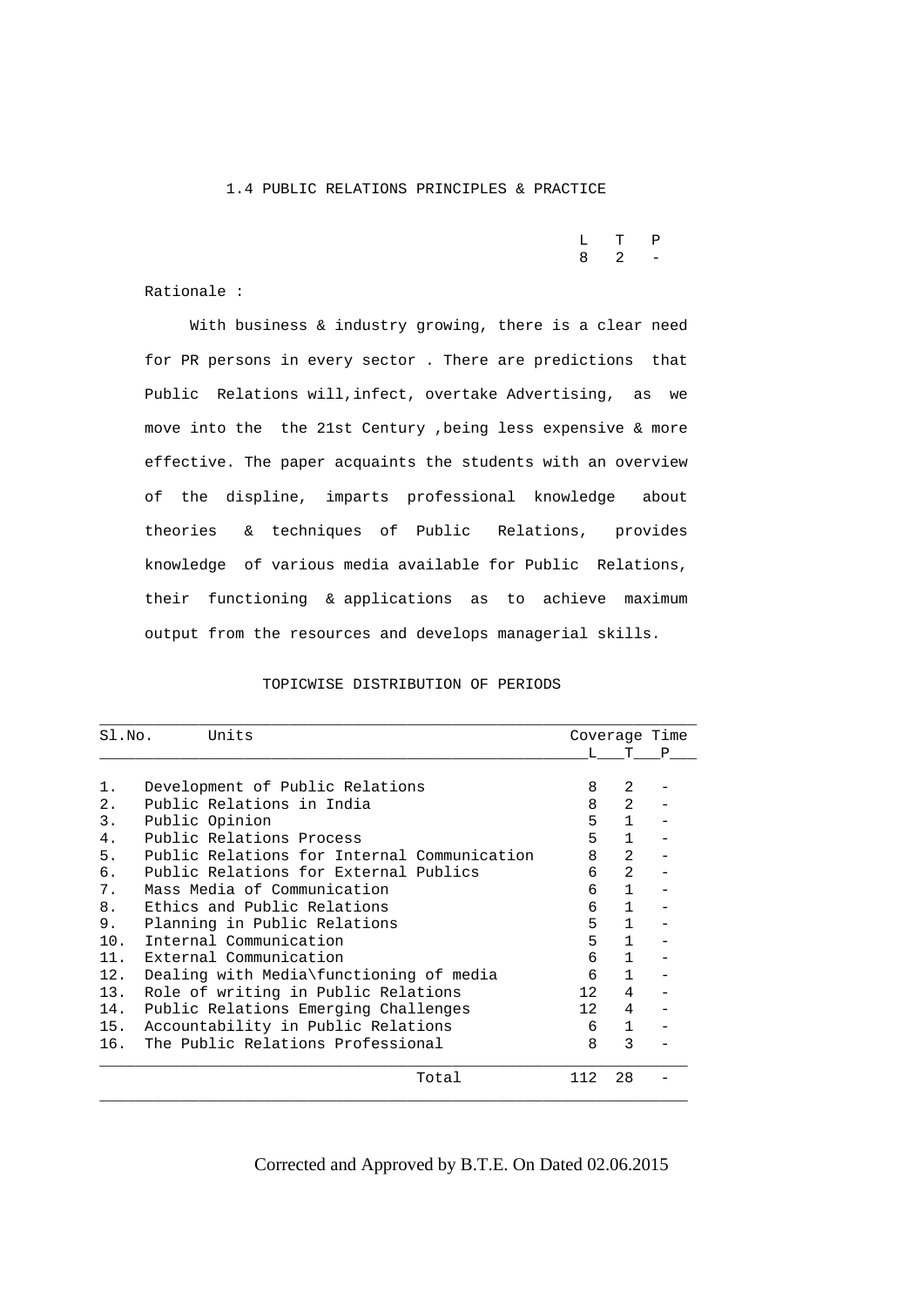# 1.4 PUBLIC RELATIONS PRINCIPLES & PRACTICE

| L | T | P |
|---|---|---|
| 8 | 2 | - |

Rationale :

With business & industry growing, there is a clear need for PR persons in every sector . There are predictions that Public Relations will,infect, overtake Advertising, as we move into the the 21st Century ,being less expensive & more effective. The paper acquaints the students with an overview of the displine, imparts professional knowledge about theories & techniques of Public Relations, provides knowledge of various media available for Public Relations, their functioning & applications as to achieve maximum output from the resources and develops managerial skills.

## TOPICWISE DISTRIBUTION OF PERIODS

| Sl.No. | Units | Coverage Time | | |
|---|---|---|---|---|
| | | L | T | P |
| 1. | Development of Public Relations | 8 | 2 | - |
| 2. | Public Relations in India | 8 | 2 | - |
| 3. | Public Opinion | 5 | 1 | - |
| 4. | Public Relations Process | 5 | 1 | - |
| 5. | Public Relations for Internal Communication | 8 | 2 | - |
| 6. | Public Relations for External Publics | 6 | 2 | - |
| 7. | Mass Media of Communication | 6 | 1 | - |
| 8. | Ethics and Public Relations | 6 | 1 | - |
| 9. | Planning in Public Relations | 5 | 1 | - |
| 10. | Internal Communication | 5 | 1 | - |
| 11. | External Communication | 6 | 1 | - |
| 12. | Dealing with Media\functioning of media | 6 | 1 | - |
| 13. | Role of writing in Public Relations | 12 | 4 | - |
| 14. | Public Relations Emerging Challenges | 12 | 4 | - |
| 15. | Accountability in Public Relations | 6 | 1 | - |
| 16. | The Public Relations Professional | 8 | 3 | - |
| | Total | 112 | 28 | - |

Corrected and Approved by B.T.E. On Dated 02.06.2015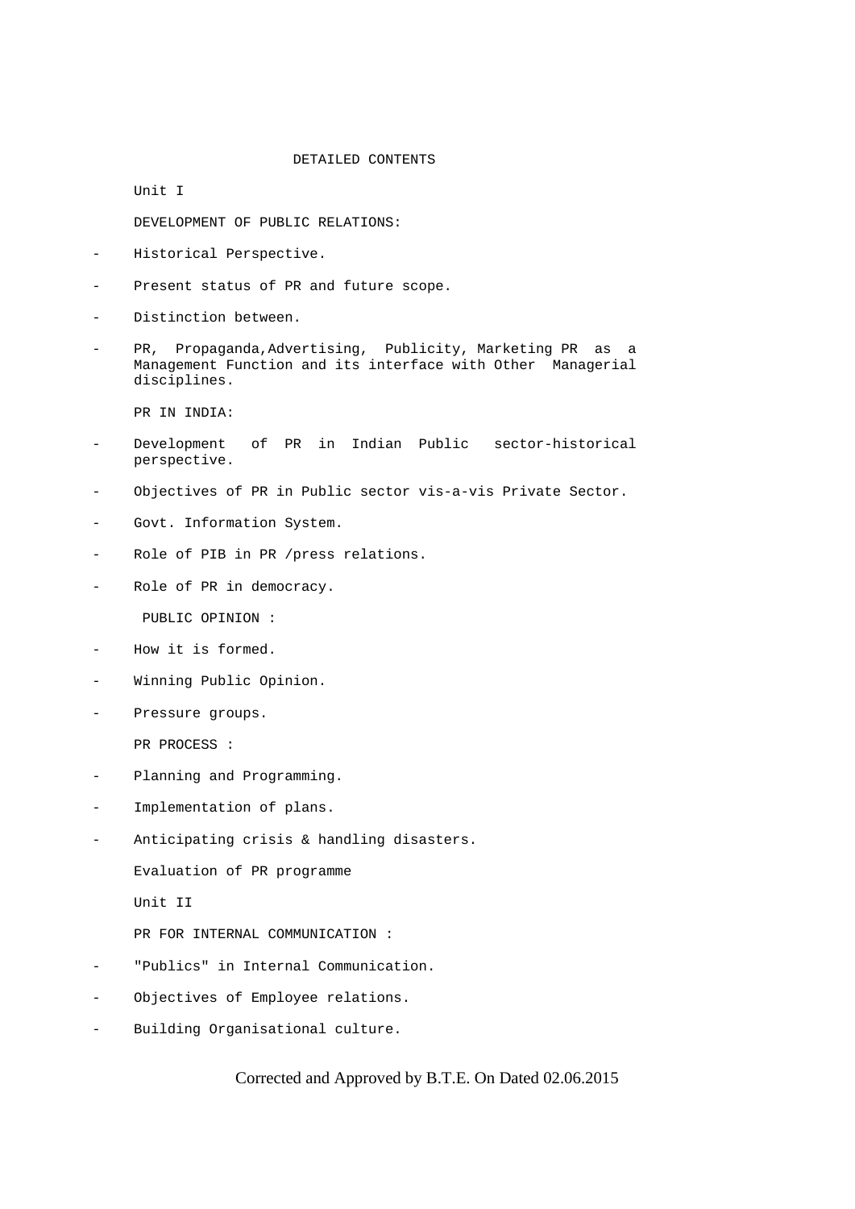## DETAILED CONTENTS

Unit I

DEVELOPMENT OF PUBLIC RELATIONS:

- Historical Perspective.
- Present status of PR and future scope.
- Distinction between.
- PR, Propaganda,Advertising, Publicity, Marketing PR as a Management Function and its interface with Other Managerial disciplines.

PR IN INDIA:

- Development of PR in Indian Public sector-historical perspective.
- Objectives of PR in Public sector vis-a-vis Private Sector.
- Govt. Information System.
- Role of PIB in PR /press relations.
- Role of PR in democracy.

PUBLIC OPINION :

- How it is formed.
- Winning Public Opinion.
- Pressure groups.

PR PROCESS :

- Planning and Programming.
- Implementation of plans.
- Anticipating crisis & handling disasters.

Evaluation of PR programme

Unit II

PR FOR INTERNAL COMMUNICATION :

- "Publics" in Internal Communication.
- Objectives of Employee relations.
- Building Organisational culture.

Corrected and Approved by B.T.E. On Dated 02.06.2015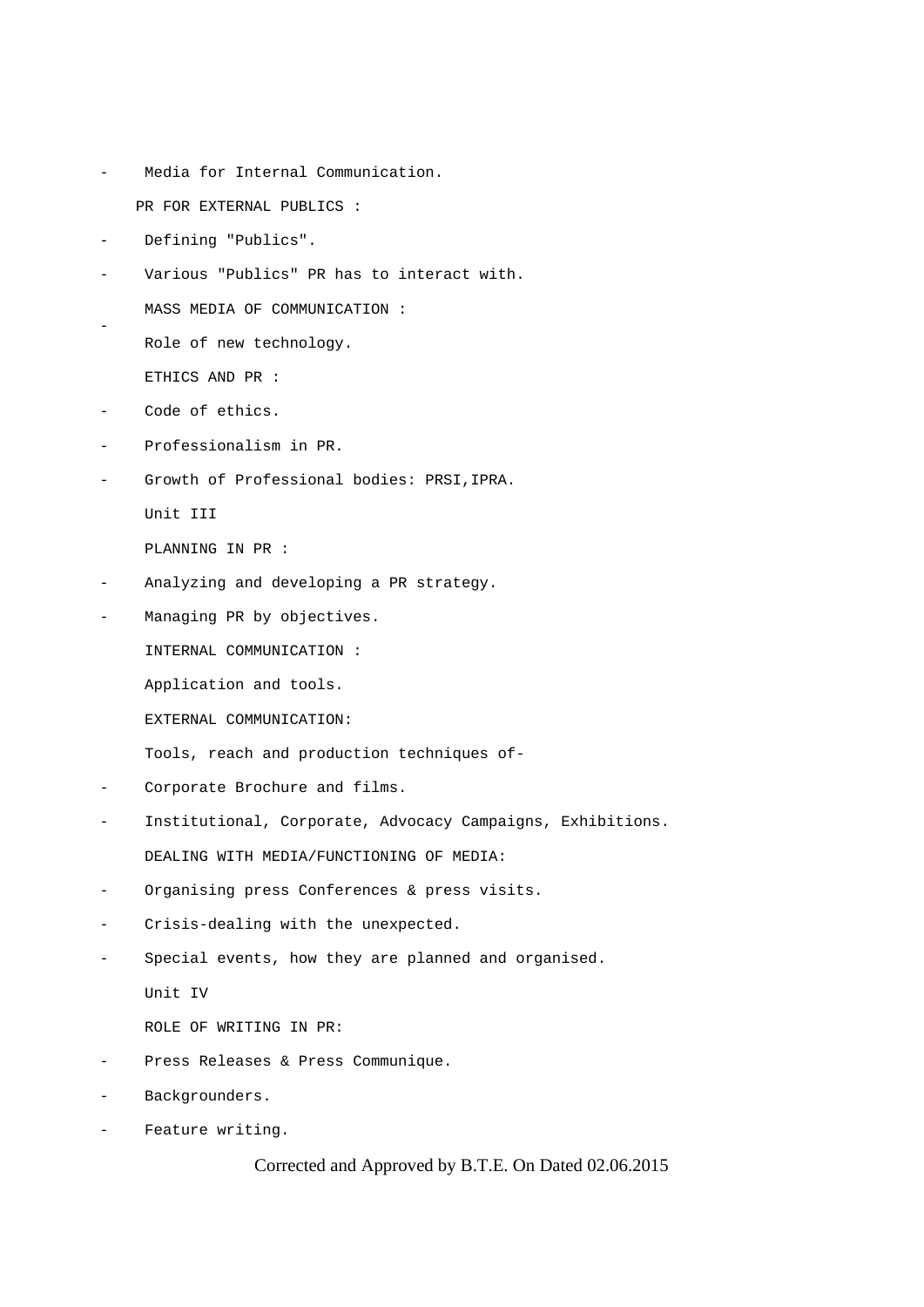- Media for Internal Communication.

PR FOR EXTERNAL PUBLICS :

- Defining "Publics".
- Various "Publics" PR has to interact with.

MASS MEDIA OF COMMUNICATION :

- Role of new technology.

ETHICS AND PR :

- Code of ethics.
- Professionalism in PR.
- Growth of Professional bodies: PRSI,IPRA.

Unit III

PLANNING IN PR :

- Analyzing and developing a PR strategy.
- Managing PR by objectives.

INTERNAL COMMUNICATION :

Application and tools.

EXTERNAL COMMUNICATION:

Tools, reach and production techniques of-

- Corporate Brochure and films.
- Institutional, Corporate, Advocacy Campaigns, Exhibitions.

DEALING WITH MEDIA/FUNCTIONING OF MEDIA:

- Organising press Conferences & press visits.
- Crisis-dealing with the unexpected.
- Special events, how they are planned and organised.

Unit IV

ROLE OF WRITING IN PR:

- Press Releases & Press Communique.
- Backgrounders.
- Feature writing.

Corrected and Approved by B.T.E. On Dated 02.06.2015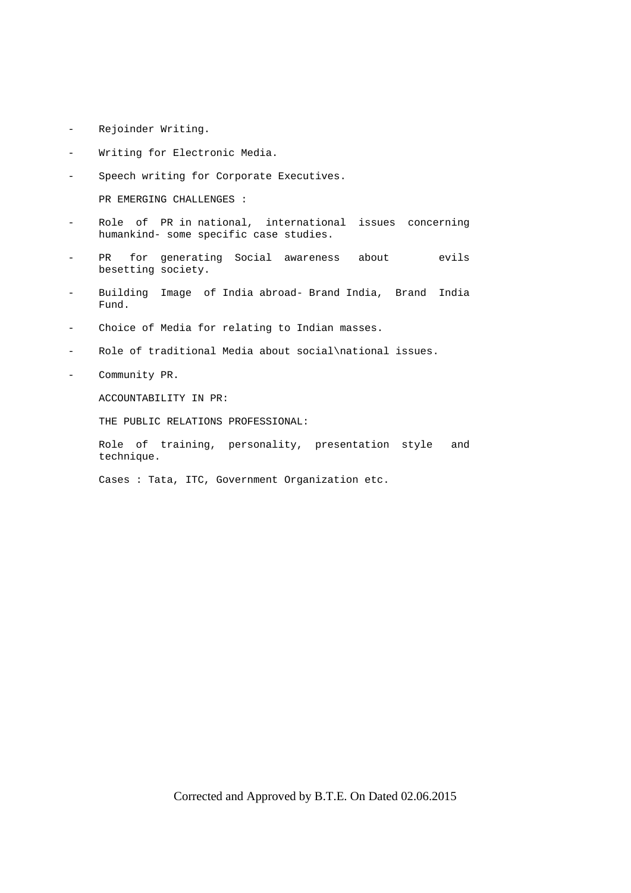- Rejoinder Writing.
- Writing for Electronic Media.
- Speech writing for Corporate Executives.

PR EMERGING CHALLENGES :

- Role of PR in national, international issues concerning humankind- some specific case studies.
- PR for generating Social awareness about evils besetting society.
- Building Image of India abroad- Brand India, Brand India Fund.
- Choice of Media for relating to Indian masses.
- Role of traditional Media about social\national issues.
- Community PR.

ACCOUNTABILITY IN PR:

THE PUBLIC RELATIONS PROFESSIONAL:

Role of training, personality, presentation style and technique.

Cases : Tata, ITC, Government Organization etc.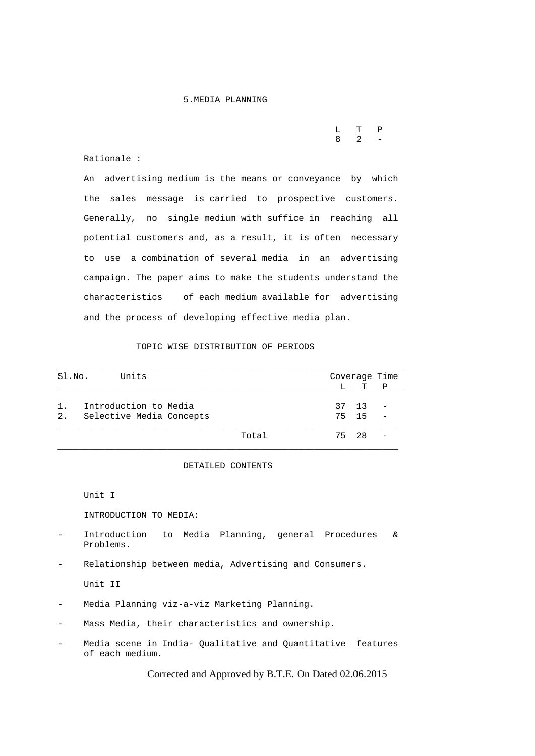# 5.MEDIA PLANNING

| L | T | P |
|---|---|---|
| 8 | 2 | - |

Rationale :

An advertising medium is the means or conveyance by which the sales message is carried to prospective customers. Generally, no single medium with suffice in reaching all potential customers and, as a result, it is often necessary to use a combination of several media in an advertising campaign. The paper aims to make the students understand the characteristics of each medium available for advertising and the process of developing effective media plan.

## TOPIC WISE DISTRIBUTION OF PERIODS

| Sl.No. | Units | Coverage Time | | |
|---|---|---|---|---|
| | | L | T | P |
| 1. | Introduction to Media | 37 | 13 | - |
| 2. | Selective Media Concepts | 75 | 15 | - |
| | Total | 75 | 28 | - |

## DETAILED CONTENTS

Unit I

INTRODUCTION TO MEDIA:

- Introduction to Media Planning, general Procedures & Problems.
- Relationship between media, Advertising and Consumers.

Unit II

- Media Planning viz-a-viz Marketing Planning.
- Mass Media, their characteristics and ownership.
- Media scene in India- Qualitative and Quantitative features of each medium.

Corrected and Approved by B.T.E. On Dated 02.06.2015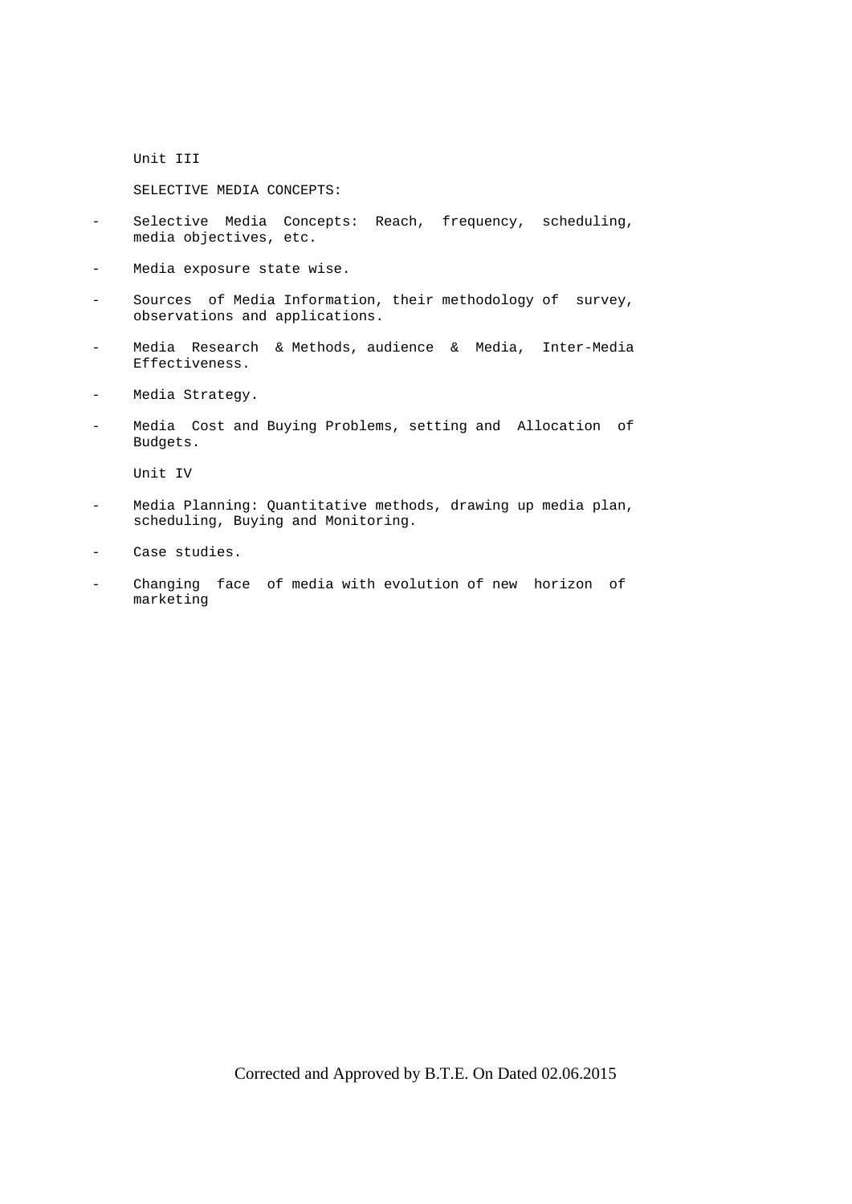Unit III

SELECTIVE MEDIA CONCEPTS:

- Selective Media Concepts: Reach, frequency, scheduling, media objectives, etc.
- Media exposure state wise.
- Sources of Media Information, their methodology of survey, observations and applications.
- Media Research & Methods, audience & Media, Inter-Media Effectiveness.
- Media Strategy.
- Media Cost and Buying Problems, setting and Allocation of Budgets.

Unit IV

- Media Planning: Quantitative methods, drawing up media plan, scheduling, Buying and Monitoring.
- Case studies.
- Changing face of media with evolution of new horizon of marketing

Corrected and Approved by B.T.E. On Dated 02.06.2015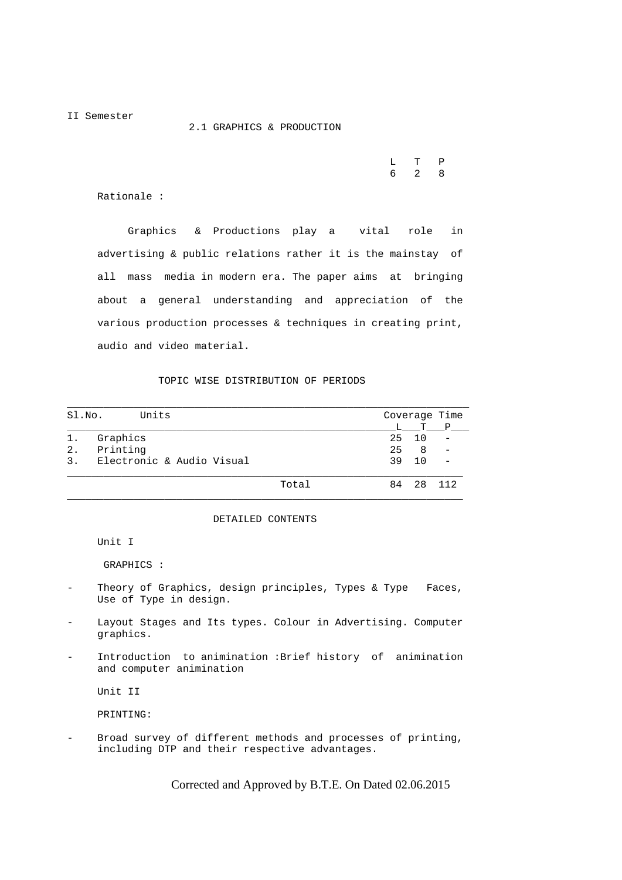II Semester

## 2.1 GRAPHICS & PRODUCTION

| L | T | P |
|---|---|---|
| 6 | 2 | 8 |

Rationale :

Graphics & Productions play a vital role in advertising & public relations rather it is the mainstay of all mass media in modern era. The paper aims at bringing about a general understanding and appreciation of the various production processes & techniques in creating print, audio and video material.

### TOPIC WISE DISTRIBUTION OF PERIODS

| Sl.No. | Units | Coverage Time L | T | P |
|---|---|---|---|---|
| 1. | Graphics | 25 | 10 | - |
| 2. | Printing | 25 | 8 | - |
| 3. | Electronic & Audio Visual | 39 | 10 | - |
| | Total | 84 | 28 | 112 |

### DETAILED CONTENTS

Unit I

GRAPHICS :

- Theory of Graphics, design principles, Types & Type Faces, Use of Type in design.
- Layout Stages and Its types. Colour in Advertising. Computer graphics.
- Introduction to animination :Brief history of animination and computer animination

Unit II

PRINTING:

- Broad survey of different methods and processes of printing, including DTP and their respective advantages.

Corrected and Approved by B.T.E. On Dated 02.06.2015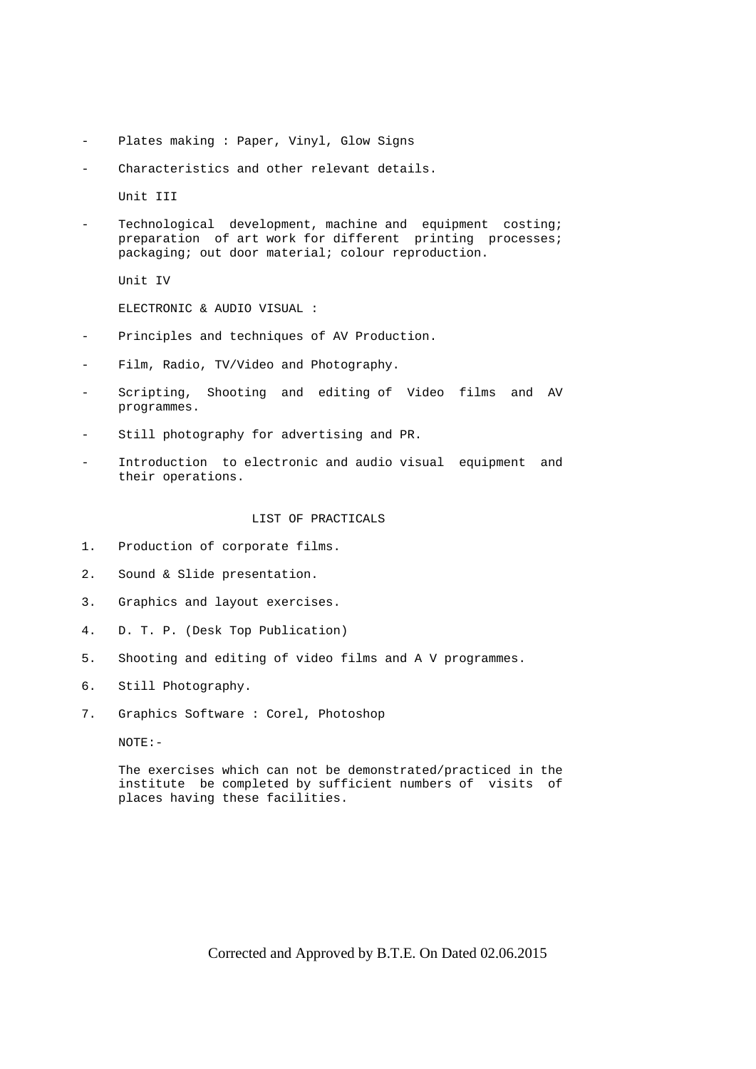- Plates making : Paper, Vinyl, Glow Signs
- Characteristics and other relevant details.

Unit III

- Technological development, machine and equipment costing; preparation of art work for different printing processes; packaging; out door material; colour reproduction.

Unit IV

ELECTRONIC & AUDIO VISUAL :

- Principles and techniques of AV Production.
- Film, Radio, TV/Video and Photography.
- Scripting, Shooting and editing of Video films and AV programmes.
- Still photography for advertising and PR.
- Introduction to electronic and audio visual equipment and their operations.

LIST OF PRACTICALS

1. Production of corporate films.
2. Sound & Slide presentation.
3. Graphics and layout exercises.
4. D. T. P. (Desk Top Publication)
5. Shooting and editing of video films and A V programmes.
6. Still Photography.
7. Graphics Software : Corel, Photoshop

NOTE:-

The exercises which can not be demonstrated/practiced in the institute be completed by sufficient numbers of visits of places having these facilities.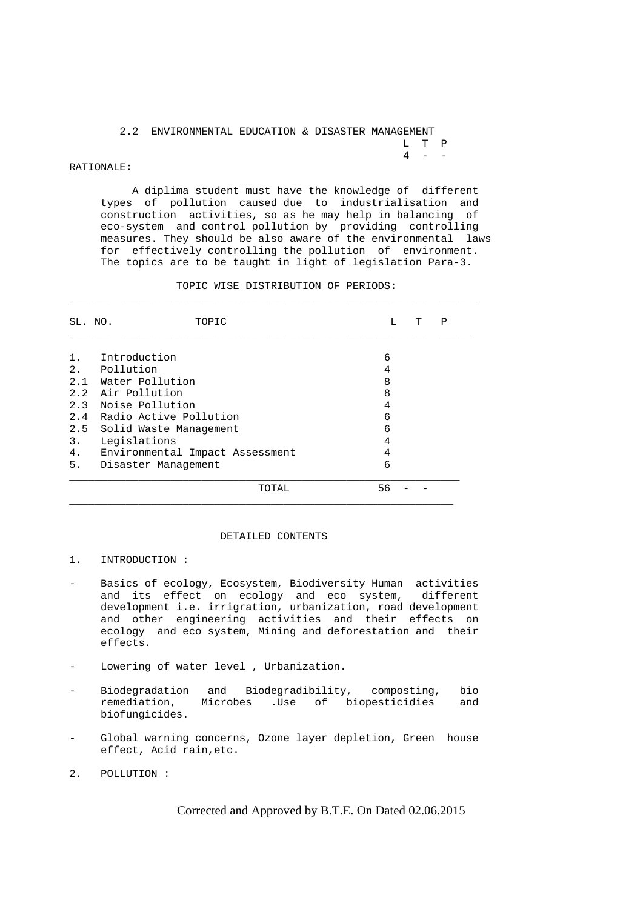## 2.2 ENVIRONMENTAL EDUCATION & DISASTER MANAGEMENT

| L | T | P |
|---|---|---|
| 4 | - | - |

RATIONALE:

A diplima student must have the knowledge of different types of pollution caused due to industrialisation and construction activities, so as he may help in balancing of eco-system and control pollution by providing controlling measures. They should be also aware of the environmental laws for effectively controlling the pollution of environment. The topics are to be taught in light of legislation Para-3.

TOPIC WISE DISTRIBUTION OF PERIODS:

| SL. NO. | TOPIC | L | T | P |
|---|---|---|---|---|
| 1. | Introduction | 6 | | |
| 2. | Pollution | 4 | | |
| 2.1 | Water Pollution | 8 | | |
| 2.2 | Air Pollution | 8 | | |
| 2.3 | Noise Pollution | 4 | | |
| 2.4 | Radio Active Pollution | 6 | | |
| 2.5 | Solid Waste Management | 6 | | |
| 3. | Legislations | 4 | | |
| 4. | Environmental Impact Assessment | 4 | | |
| 5. | Disaster Management | 6 | | |
| | TOTAL | 56 | - | - |

DETAILED CONTENTS

1. INTRODUCTION :

- Basics of ecology, Ecosystem, Biodiversity Human activities and its effect on ecology and eco system, different development i.e. irrigration, urbanization, road development and other engineering activities and their effects on ecology and eco system, Mining and deforestation and their effects.
- Lowering of water level , Urbanization.
- Biodegradation and Biodegradibility, composting, bio remediation, Microbes .Use of biopesticidies and biofungicides.
- Global warning concerns, Ozone layer depletion, Green house effect, Acid rain,etc.

2. POLLUTION :

Corrected and Approved by B.T.E. On Dated 02.06.2015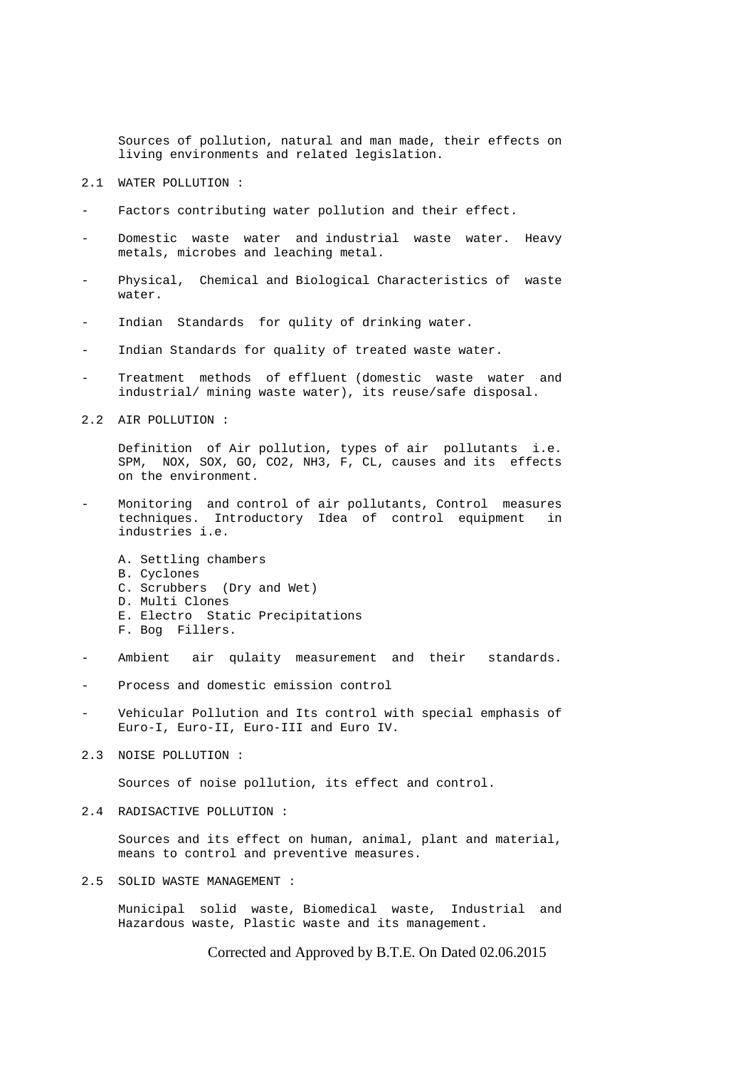Sources of pollution, natural and man made, their effects on living environments and related legislation.

## 2.1 WATER POLLUTION :

- Factors contributing water pollution and their effect.
- Domestic waste water and industrial waste water. Heavy metals, microbes and leaching metal.
- Physical, Chemical and Biological Characteristics of waste water.
- Indian Standards for qulity of drinking water.
- Indian Standards for quality of treated waste water.
- Treatment methods of effluent (domestic waste water and industrial/ mining waste water), its reuse/safe disposal.

## 2.2 AIR POLLUTION :

Definition of Air pollution, types of air pollutants i.e. SPM, NOX, SOX, GO, CO2, NH3, F, CL, causes and its effects on the environment.

- Monitoring and control of air pollutants, Control measures techniques. Introductory Idea of control equipment in industries i.e.

  A. Settling chambers
  B. Cyclones
  C. Scrubbers (Dry and Wet)
  D. Multi Clones
  E. Electro Static Precipitations
  F. Bog Fillers.

- Ambient air qulaity measurement and their standards.
- Process and domestic emission control
- Vehicular Pollution and Its control with special emphasis of Euro-I, Euro-II, Euro-III and Euro IV.

## 2.3 NOISE POLLUTION :

Sources of noise pollution, its effect and control.

## 2.4 RADISACTIVE POLLUTION :

Sources and its effect on human, animal, plant and material, means to control and preventive measures.

## 2.5 SOLID WASTE MANAGEMENT :

Municipal solid waste, Biomedical waste, Industrial and Hazardous waste, Plastic waste and its management.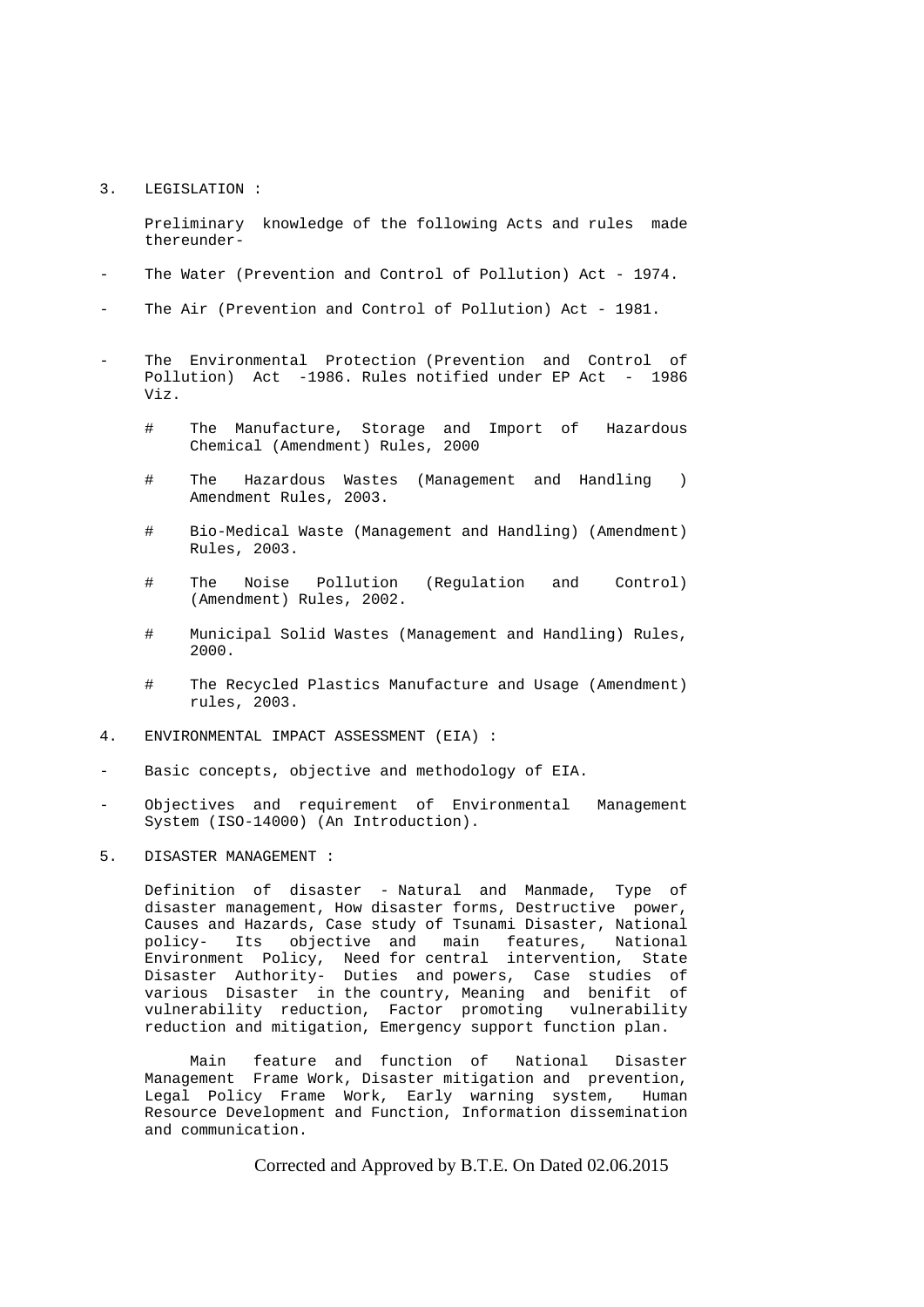3. LEGISLATION :

Preliminary knowledge of the following Acts and rules made thereunder-

- The Water (Prevention and Control of Pollution) Act - 1974.
- The Air (Prevention and Control of Pollution) Act - 1981.
- The Environmental Protection (Prevention and Control of Pollution) Act -1986. Rules notified under EP Act - 1986 Viz.
  - # The Manufacture, Storage and Import of Hazardous Chemical (Amendment) Rules, 2000
  - # The Hazardous Wastes (Management and Handling ) Amendment Rules, 2003.
  - # Bio-Medical Waste (Management and Handling) (Amendment) Rules, 2003.
  - # The Noise Pollution (Regulation and Control) (Amendment) Rules, 2002.
  - # Municipal Solid Wastes (Management and Handling) Rules, 2000.
  - # The Recycled Plastics Manufacture and Usage (Amendment) rules, 2003.

4. ENVIRONMENTAL IMPACT ASSESSMENT (EIA) :

- Basic concepts, objective and methodology of EIA.
- Objectives and requirement of Environmental Management System (ISO-14000) (An Introduction).

5. DISASTER MANAGEMENT :

Definition of disaster - Natural and Manmade, Type of disaster management, How disaster forms, Destructive power, Causes and Hazards, Case study of Tsunami Disaster, National policy- Its objective and main features, National Environment Policy, Need for central intervention, State Disaster Authority- Duties and powers, Case studies of various Disaster in the country, Meaning and benifit of vulnerability reduction, Factor promoting vulnerability reduction and mitigation, Emergency support function plan.

Main feature and function of National Disaster Management Frame Work, Disaster mitigation and prevention, Legal Policy Frame Work, Early warning system, Human Resource Development and Function, Information dissemination and communication.

Corrected and Approved by B.T.E. On Dated 02.06.2015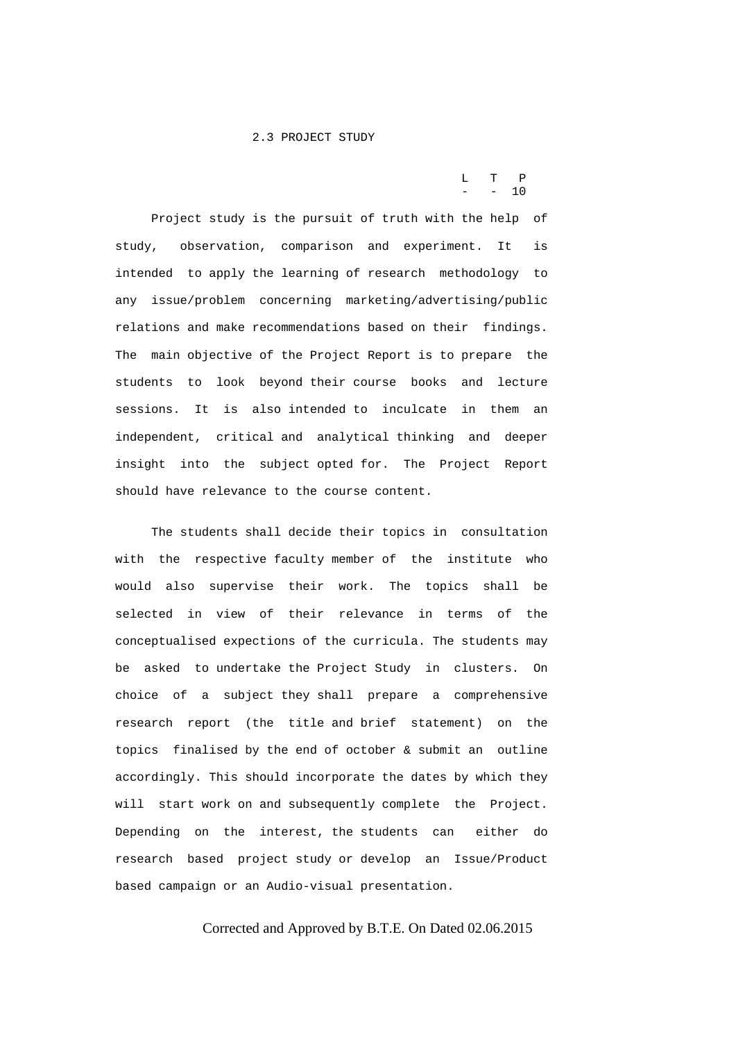## 2.3 PROJECT STUDY

| L | T | P |
|---|---|---|
| - | - | 10 |

Project study is the pursuit of truth with the help of study, observation, comparison and experiment. It is intended to apply the learning of research methodology to any issue/problem concerning marketing/advertising/public relations and make recommendations based on their findings. The main objective of the Project Report is to prepare the students to look beyond their course books and lecture sessions. It is also intended to inculcate in them an independent, critical and analytical thinking and deeper insight into the subject opted for. The Project Report should have relevance to the course content.

The students shall decide their topics in consultation with the respective faculty member of the institute who would also supervise their work. The topics shall be selected in view of their relevance in terms of the conceptualised expections of the curricula. The students may be asked to undertake the Project Study in clusters. On choice of a subject they shall prepare a comprehensive research report (the title and brief statement) on the topics finalised by the end of october & submit an outline accordingly. This should incorporate the dates by which they will start work on and subsequently complete the Project. Depending on the interest, the students can either do research based project study or develop an Issue/Product based campaign or an Audio-visual presentation.

Corrected and Approved by B.T.E. On Dated 02.06.2015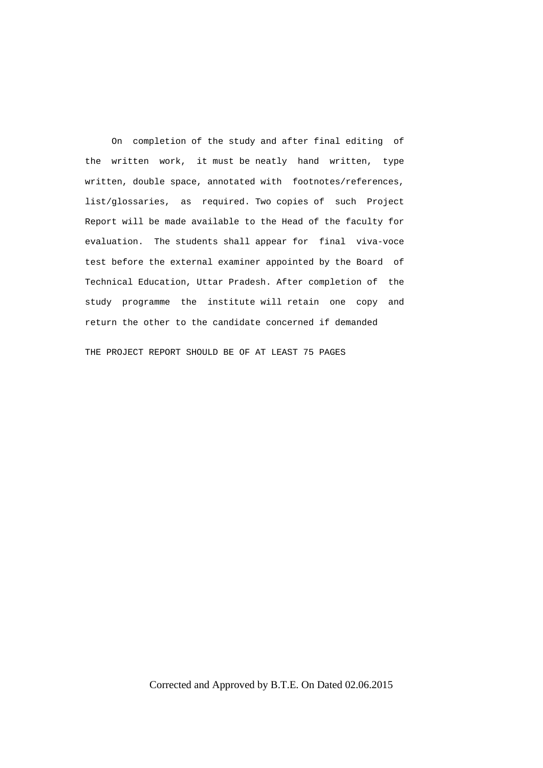On completion of the study and after final editing of the written work, it must be neatly hand written, type written, double space, annotated with footnotes/references, list/glossaries, as required. Two copies of such Project Report will be made available to the Head of the faculty for evaluation. The students shall appear for final viva-voce test before the external examiner appointed by the Board of Technical Education, Uttar Pradesh. After completion of the study programme the institute will retain one copy and return the other to the candidate concerned if demanded

THE PROJECT REPORT SHOULD BE OF AT LEAST 75 PAGES

Corrected and Approved by B.T.E. On Dated 02.06.2015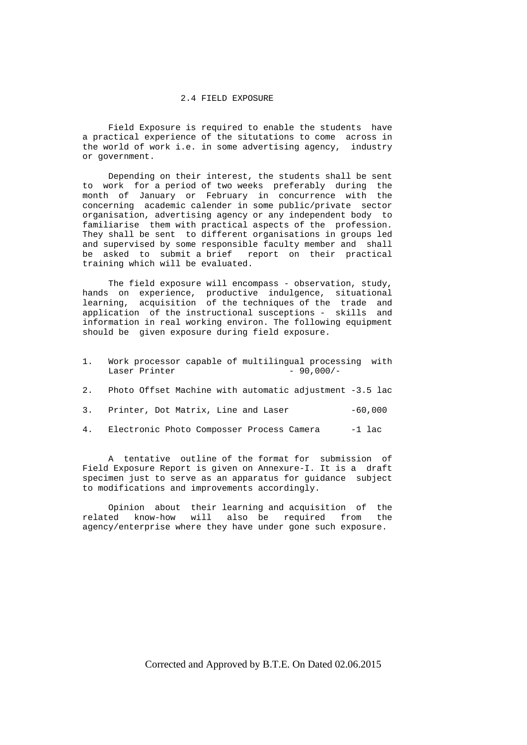## 2.4 FIELD EXPOSURE

Field Exposure is required to enable the students have a practical experience of the situtations to come across in the world of work i.e. in some advertising agency, industry or government.

Depending on their interest, the students shall be sent to work for a period of two weeks preferably during the month of January or February in concurrence with the concerning academic calender in some public/private sector organisation, advertising agency or any independent body to familiarise them with practical aspects of the profession. They shall be sent to different organisations in groups led and supervised by some responsible faculty member and shall be asked to submit a brief report on their practical training which will be evaluated.

The field exposure will encompass - observation, study, hands on experience, productive indulgence, situational learning, acquisition of the techniques of the trade and application of the instructional susceptions - skills and information in real working environ. The following equipment should be given exposure during field exposure.

1. Work processor capable of multilingual processing with Laser Printer - 90,000/-
2. Photo Offset Machine with automatic adjustment -3.5 lac
3. Printer, Dot Matrix, Line and Laser -60,000
4. Electronic Photo Composser Process Camera -1 lac

A tentative outline of the format for submission of Field Exposure Report is given on Annexure-I. It is a draft specimen just to serve as an apparatus for guidance subject to modifications and improvements accordingly.

Opinion about their learning and acquisition of the related know-how will also be required from the agency/enterprise where they have under gone such exposure.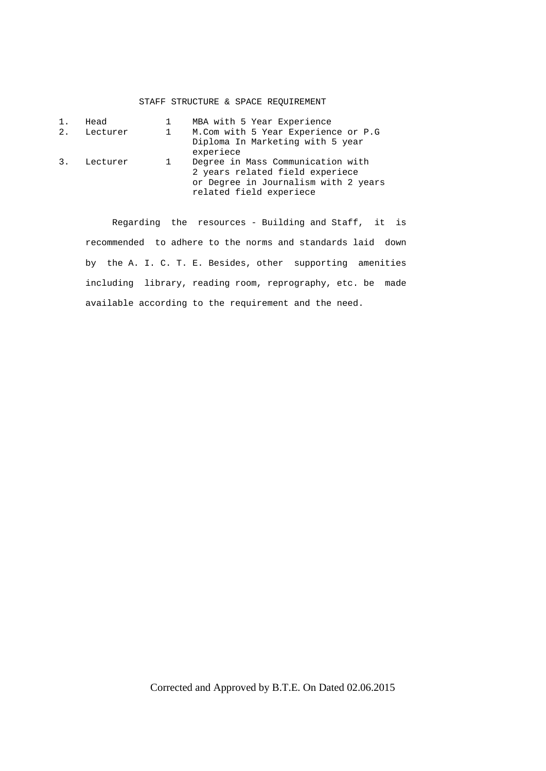## STAFF STRUCTURE & SPACE REQUIREMENT

| | | | |
|---|---|---|---|
| 1. | Head | 1 | MBA with 5 Year Experience |
| 2. | Lecturer | 1 | M.Com with 5 Year Experience or P.G Diploma In Marketing with 5 year experiece |
| 3. | Lecturer | 1 | Degree in Mass Communication with 2 years related field experiece or Degree in Journalism with 2 years related field experiece |

Regarding the resources - Building and Staff, it is recommended to adhere to the norms and standards laid down by the A. I. C. T. E. Besides, other supporting amenities including library, reading room, reprography, etc. be made available according to the requirement and the need.

Corrected and Approved by B.T.E. On Dated 02.06.2015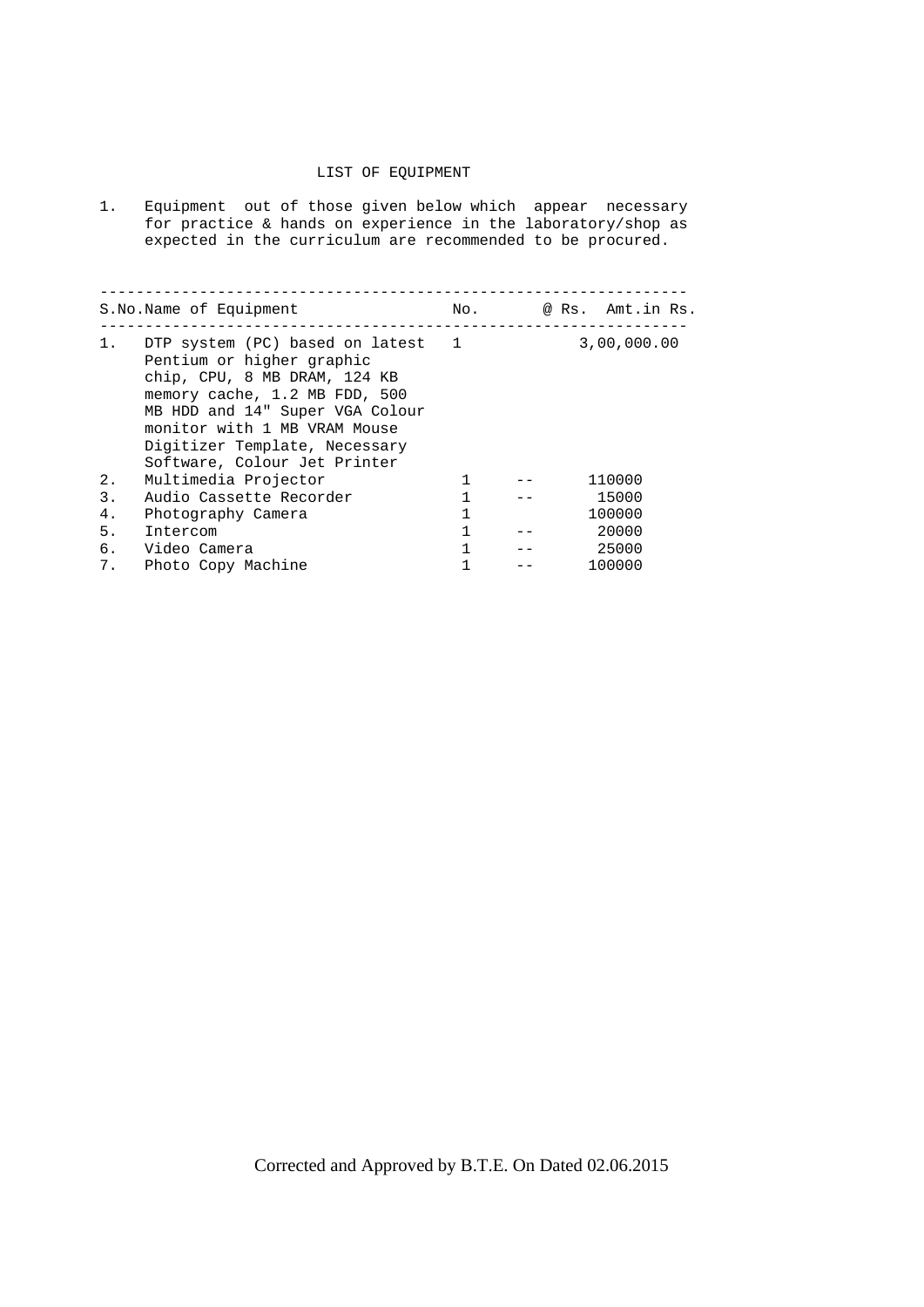# LIST OF EQUIPMENT

1. Equipment out of those given below which appear necessary for practice & hands on experience in the laboratory/shop as expected in the curriculum are recommended to be procured.

| S.No. | Name of Equipment | No. | @ Rs. | Amt.in Rs. |
|---|---|---|---|---|
| 1. | DTP system (PC) based on latest Pentium or higher graphic chip, CPU, 8 MB DRAM, 124 KB memory cache, 1.2 MB FDD, 500 MB HDD and 14" Super VGA Colour monitor with 1 MB VRAM Mouse Digitizer Template, Necessary Software, Colour Jet Printer | 1 | | 3,00,000.00 |
| 2. | Multimedia Projector | 1 | -- | 110000 |
| 3. | Audio Cassette Recorder | 1 | -- | 15000 |
| 4. | Photography Camera | 1 | | 100000 |
| 5. | Intercom | 1 | -- | 20000 |
| 6. | Video Camera | 1 | -- | 25000 |
| 7. | Photo Copy Machine | 1 | -- | 100000 |

Corrected and Approved by B.T.E. On Dated 02.06.2015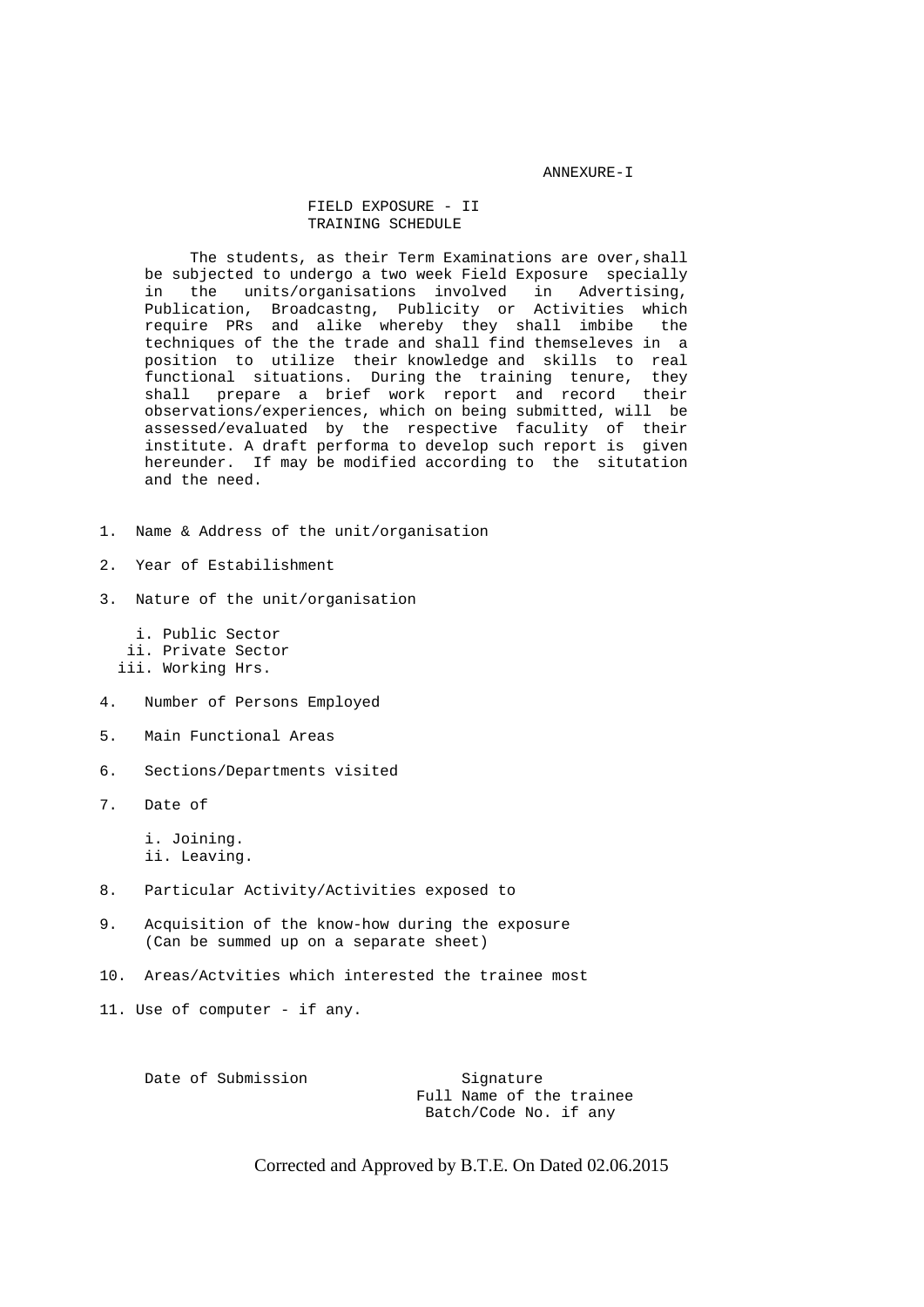ANNEXURE-I

## FIELD EXPOSURE - II
## TRAINING SCHEDULE

The students, as their Term Examinations are over,shall be subjected to undergo a two week Field Exposure specially in the units/organisations involved in Advertising, Publication, Broadcastng, Publicity or Activities which require PRs and alike whereby they shall imbibe the techniques of the the trade and shall find themseleves in a position to utilize their knowledge and skills to real functional situations. During the training tenure, they shall prepare a brief work report and record their observations/experiences, which on being submitted, will be assessed/evaluated by the respective faculity of their institute. A draft performa to develop such report is given hereunder. If may be modified according to the situtation and the need.

1. Name & Address of the unit/organisation
2. Year of Estabilishment
3. Nature of the unit/organisation
   - i. Public Sector
   - ii. Private Sector
   - iii. Working Hrs.
4. Number of Persons Employed
5. Main Functional Areas
6. Sections/Departments visited
7. Date of
   - i. Joining.
   - ii. Leaving.
8. Particular Activity/Activities exposed to
9. Acquisition of the know-how during the exposure (Can be summed up on a separate sheet)
10. Areas/Actvities which interested the trainee most
11. Use of computer - if any.

Date of Submission

Signature
Full Name of the trainee
Batch/Code No. if any

Corrected and Approved by B.T.E. On Dated 02.06.2015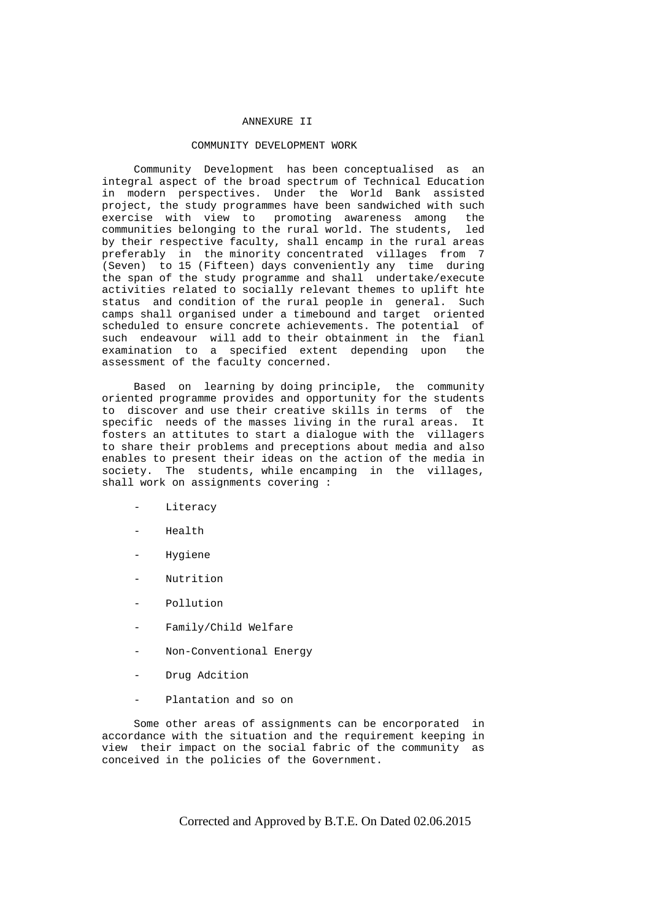# ANNEXURE II

## COMMUNITY DEVELOPMENT WORK

Community Development has been conceptualised as an integral aspect of the broad spectrum of Technical Education in modern perspectives. Under the World Bank assisted project, the study programmes have been sandwiched with such exercise with view to promoting awareness among the communities belonging to the rural world. The students, led by their respective faculty, shall encamp in the rural areas preferably in the minority concentrated villages from 7 (Seven) to 15 (Fifteen) days conveniently any time during the span of the study programme and shall undertake/execute activities related to socially relevant themes to uplift hte status and condition of the rural people in general. Such camps shall organised under a timebound and target oriented scheduled to ensure concrete achievements. The potential of such endeavour will add to their obtainment in the fianl examination to a specified extent depending upon the assessment of the faculty concerned.

Based on learning by doing principle, the community oriented programme provides and opportunity for the students to discover and use their creative skills in terms of the specific needs of the masses living in the rural areas. It fosters an attitutes to start a dialogue with the villagers to share their problems and preceptions about media and also enables to present their ideas on the action of the media in society. The students, while encamping in the villages, shall work on assignments covering :

- Literacy
- Health
- Hygiene
- Nutrition
- Pollution
- Family/Child Welfare
- Non-Conventional Energy
- Drug Adcition
- Plantation and so on

Some other areas of assignments can be encorporated in accordance with the situation and the requirement keeping in view their impact on the social fabric of the community as conceived in the policies of the Government.

Corrected and Approved by B.T.E. On Dated 02.06.2015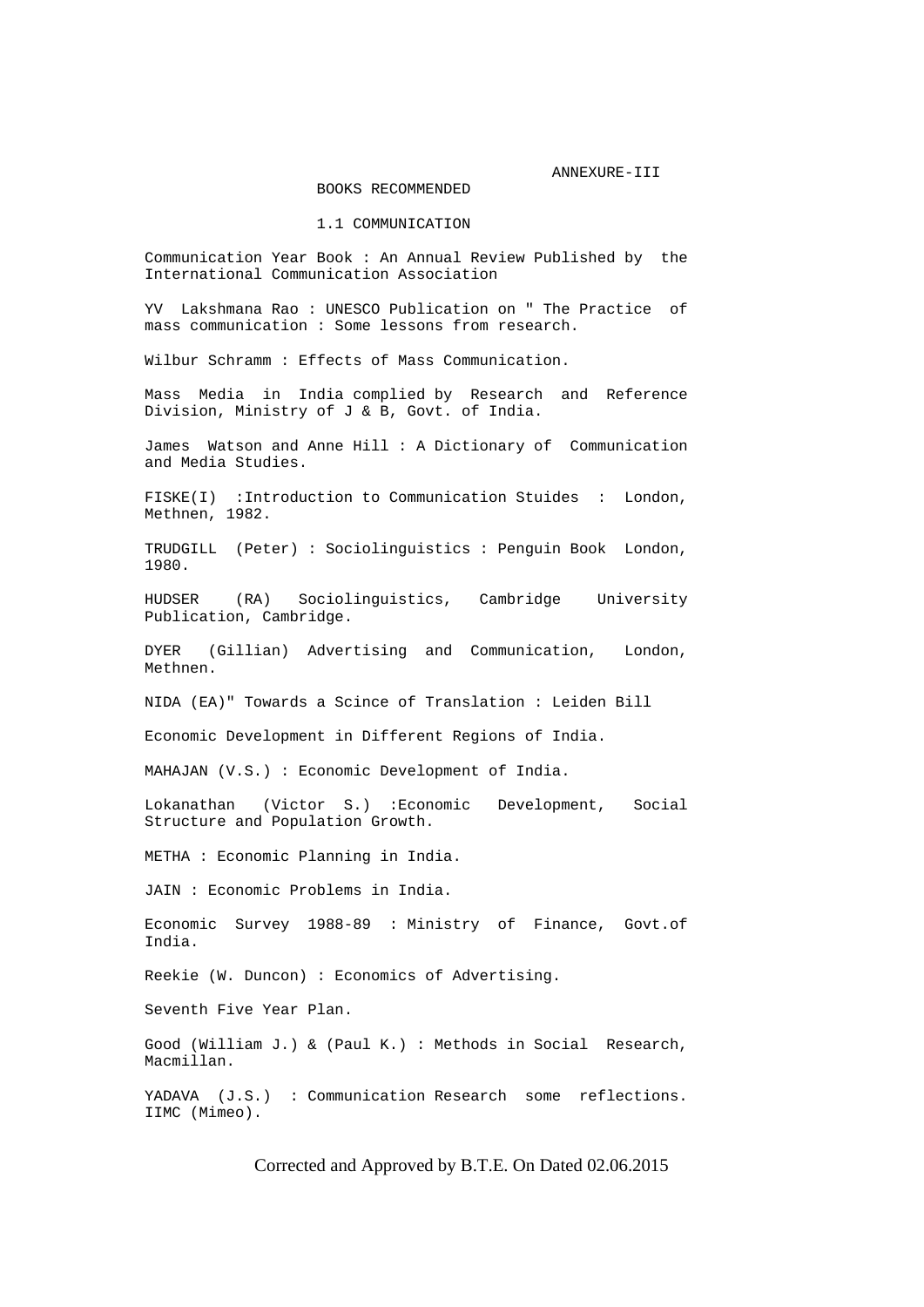ANNEXURE-III

## BOOKS RECOMMENDED

### 1.1 COMMUNICATION

Communication Year Book : An Annual Review Published by the International Communication Association

YV Lakshmana Rao : UNESCO Publication on " The Practice of mass communication : Some lessons from research.

Wilbur Schramm : Effects of Mass Communication.

Mass Media in India complied by Research and Reference Division, Ministry of J & B, Govt. of India.

James Watson and Anne Hill : A Dictionary of Communication and Media Studies.

FISKE(I) :Introduction to Communication Stuides : London, Methnen, 1982.

TRUDGILL (Peter) : Sociolinguistics : Penguin Book London, 1980.

HUDSER (RA) Sociolinguistics, Cambridge University Publication, Cambridge.

DYER (Gillian) Advertising and Communication, London, Methnen.

NIDA (EA)" Towards a Scince of Translation : Leiden Bill

Economic Development in Different Regions of India.

MAHAJAN (V.S.) : Economic Development of India.

Lokanathan (Victor S.) :Economic Development, Social Structure and Population Growth.

METHA : Economic Planning in India.

JAIN : Economic Problems in India.

Economic Survey 1988-89 : Ministry of Finance, Govt.of India.

Reekie (W. Duncon) : Economics of Advertising.

Seventh Five Year Plan.

Good (William J.) & (Paul K.) : Methods in Social Research, Macmillan.

YADAVA (J.S.) : Communication Research some reflections. IIMC (Mimeo).

Corrected and Approved by B.T.E. On Dated 02.06.2015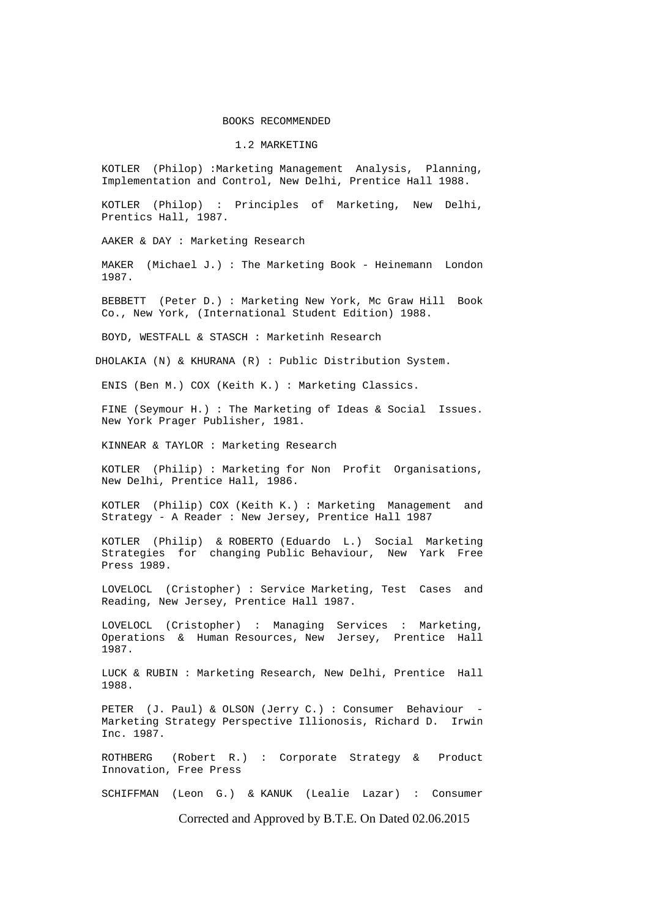BOOKS RECOMMENDED

1.2 MARKETING

KOTLER (Philop) :Marketing Management Analysis, Planning, Implementation and Control, New Delhi, Prentice Hall 1988.

KOTLER (Philop) : Principles of Marketing, New Delhi, Prentics Hall, 1987.

AAKER & DAY : Marketing Research

MAKER (Michael J.) : The Marketing Book - Heinemann London 1987.

BEBBETT (Peter D.) : Marketing New York, Mc Graw Hill Book Co., New York, (International Student Edition) 1988.

BOYD, WESTFALL & STASCH : Marketinh Research

DHOLAKIA (N) & KHURANA (R) : Public Distribution System.

ENIS (Ben M.) COX (Keith K.) : Marketing Classics.

FINE (Seymour H.) : The Marketing of Ideas & Social Issues. New York Prager Publisher, 1981.

KINNEAR & TAYLOR : Marketing Research

KOTLER (Philip) : Marketing for Non Profit Organisations, New Delhi, Prentice Hall, 1986.

KOTLER (Philip) COX (Keith K.) : Marketing Management and Strategy - A Reader : New Jersey, Prentice Hall 1987

KOTLER (Philip) & ROBERTO (Eduardo L.) Social Marketing Strategies for changing Public Behaviour, New Yark Free Press 1989.

LOVELOCL (Cristopher) : Service Marketing, Test Cases and Reading, New Jersey, Prentice Hall 1987.

LOVELOCL (Cristopher) : Managing Services : Marketing, Operations & Human Resources, New Jersey, Prentice Hall 1987.

LUCK & RUBIN : Marketing Research, New Delhi, Prentice Hall 1988.

PETER (J. Paul) & OLSON (Jerry C.) : Consumer Behaviour - Marketing Strategy Perspective Illionosis, Richard D. Irwin Inc. 1987.

ROTHBERG (Robert R.) : Corporate Strategy & Product Innovation, Free Press

SCHIFFMAN (Leon G.) & KANUK (Lealie Lazar) : Consumer

Corrected and Approved by B.T.E. On Dated 02.06.2015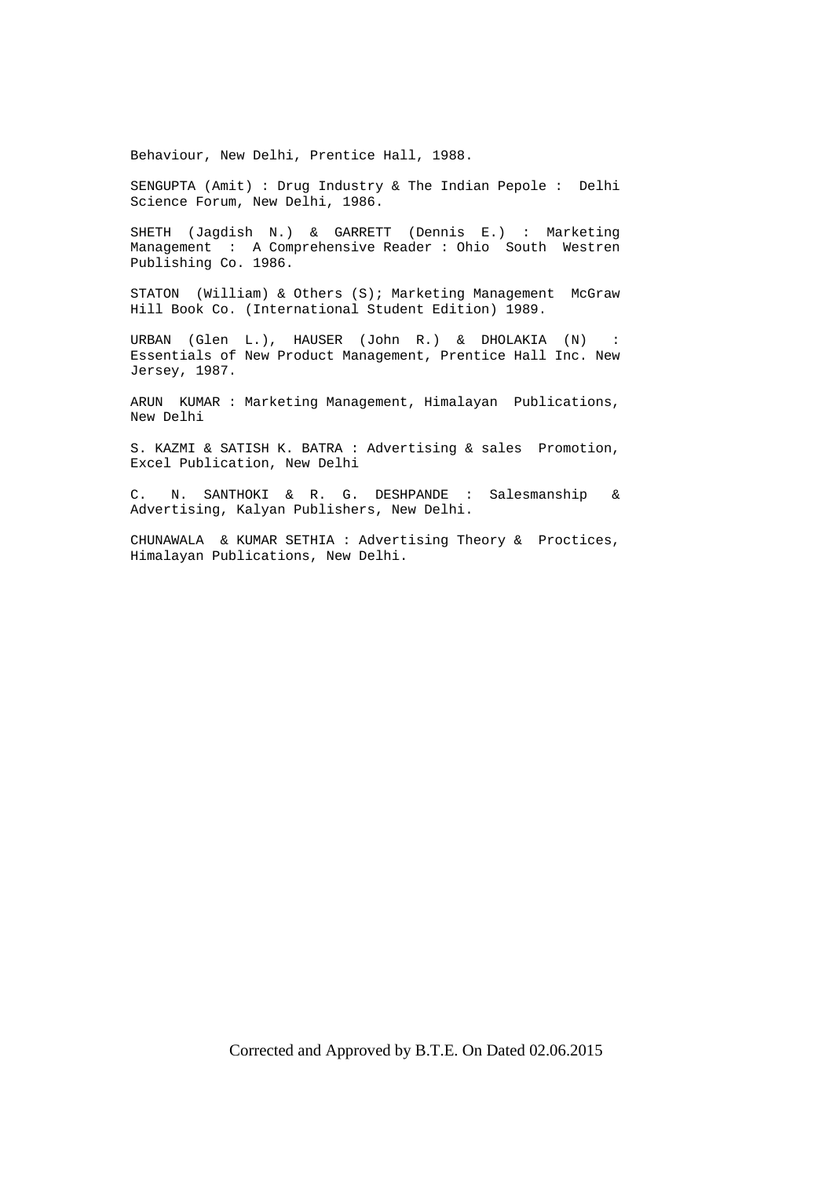Behaviour, New Delhi, Prentice Hall, 1988.

SENGUPTA (Amit) : Drug Industry & The Indian Pepole : Delhi Science Forum, New Delhi, 1986.

SHETH (Jagdish N.) & GARRETT (Dennis E.) : Marketing Management : A Comprehensive Reader : Ohio South Westren Publishing Co. 1986.

STATON (William) & Others (S); Marketing Management McGraw Hill Book Co. (International Student Edition) 1989.

URBAN (Glen L.), HAUSER (John R.) & DHOLAKIA (N) : Essentials of New Product Management, Prentice Hall Inc. New Jersey, 1987.

ARUN KUMAR : Marketing Management, Himalayan Publications, New Delhi

S. KAZMI & SATISH K. BATRA : Advertising & sales Promotion, Excel Publication, New Delhi

C. N. SANTHOKI & R. G. DESHPANDE : Salesmanship & Advertising, Kalyan Publishers, New Delhi.

CHUNAWALA & KUMAR SETHIA : Advertising Theory & Proctices, Himalayan Publications, New Delhi.

Corrected and Approved by B.T.E. On Dated 02.06.2015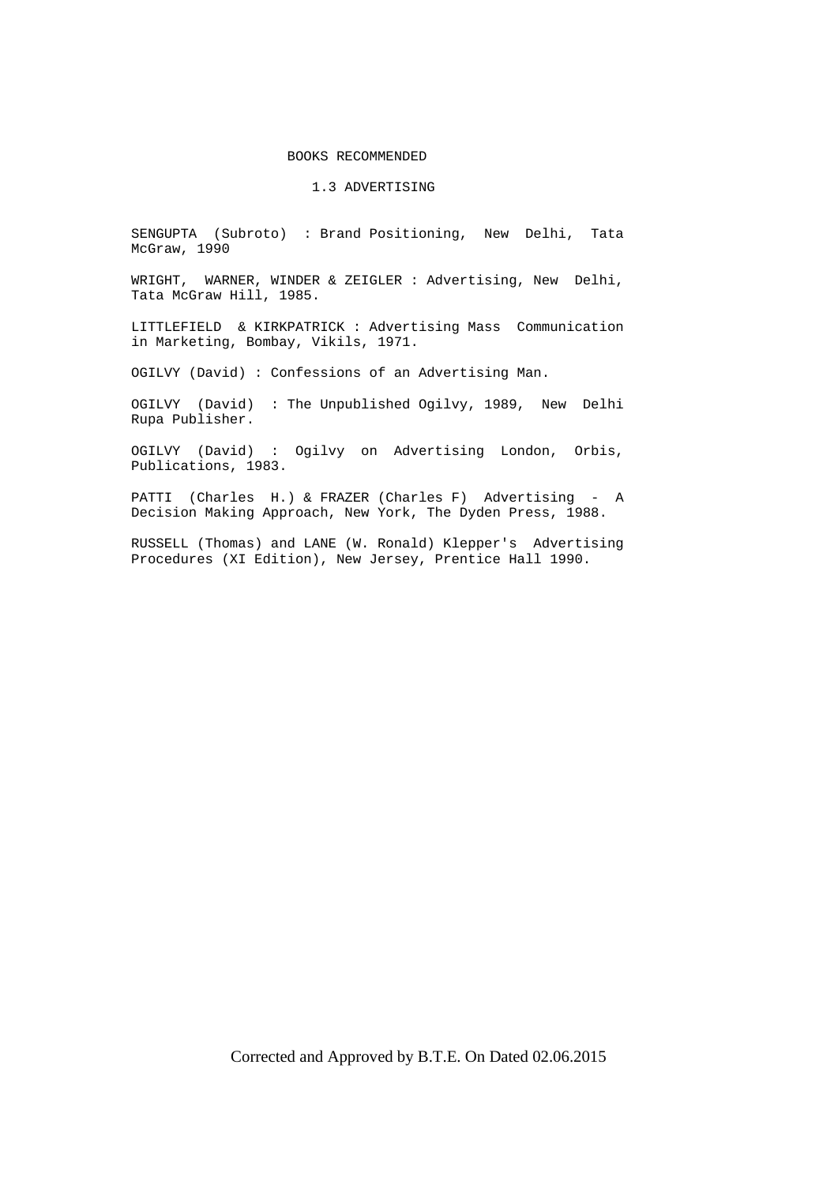## BOOKS RECOMMENDED

### 1.3 ADVERTISING

SENGUPTA (Subroto) : Brand Positioning, New Delhi, Tata McGraw, 1990

WRIGHT, WARNER, WINDER & ZEIGLER : Advertising, New Delhi, Tata McGraw Hill, 1985.

LITTLEFIELD & KIRKPATRICK : Advertising Mass Communication in Marketing, Bombay, Vikils, 1971.

OGILVY (David) : Confessions of an Advertising Man.

OGILVY (David) : The Unpublished Ogilvy, 1989, New Delhi Rupa Publisher.

OGILVY (David) : Ogilvy on Advertising London, Orbis, Publications, 1983.

PATTI (Charles H.) & FRAZER (Charles F) Advertising - A Decision Making Approach, New York, The Dyden Press, 1988.

RUSSELL (Thomas) and LANE (W. Ronald) Klepper's Advertising Procedures (XI Edition), New Jersey, Prentice Hall 1990.

Corrected and Approved by B.T.E. On Dated 02.06.2015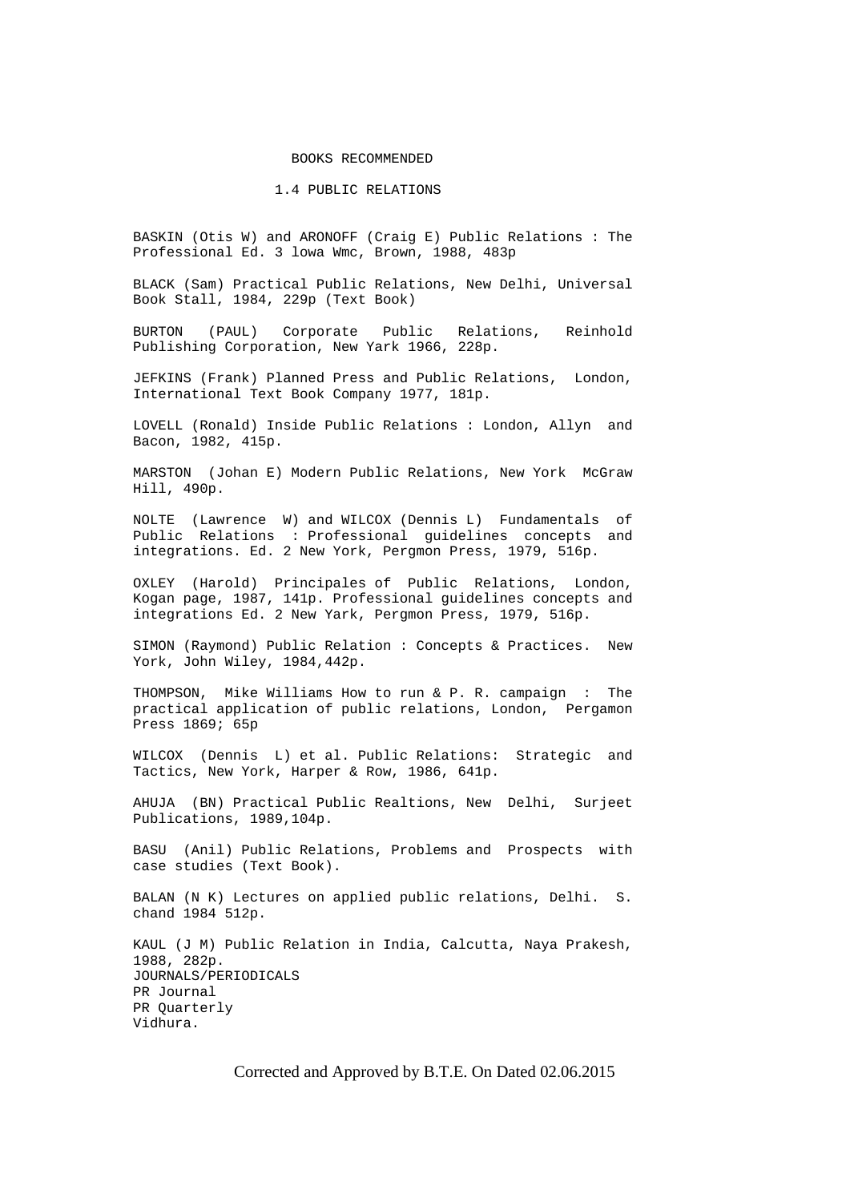## BOOKS RECOMMENDED

### 1.4 PUBLIC RELATIONS

BASKIN (Otis W) and ARONOFF (Craig E) Public Relations : The Professional Ed. 3 lowa Wmc, Brown, 1988, 483p

BLACK (Sam) Practical Public Relations, New Delhi, Universal Book Stall, 1984, 229p (Text Book)

BURTON (PAUL) Corporate Public Relations, Reinhold Publishing Corporation, New Yark 1966, 228p.

JEFKINS (Frank) Planned Press and Public Relations, London, International Text Book Company 1977, 181p.

LOVELL (Ronald) Inside Public Relations : London, Allyn and Bacon, 1982, 415p.

MARSTON (Johan E) Modern Public Relations, New York McGraw Hill, 490p.

NOLTE (Lawrence W) and WILCOX (Dennis L) Fundamentals of Public Relations : Professional guidelines concepts and integrations. Ed. 2 New York, Pergmon Press, 1979, 516p.

OXLEY (Harold) Principales of Public Relations, London, Kogan page, 1987, 141p. Professional guidelines concepts and integrations Ed. 2 New Yark, Pergmon Press, 1979, 516p.

SIMON (Raymond) Public Relation : Concepts & Practices. New York, John Wiley, 1984,442p.

THOMPSON, Mike Williams How to run & P. R. campaign : The practical application of public relations, London, Pergamon Press 1869; 65p

WILCOX (Dennis L) et al. Public Relations: Strategic and Tactics, New York, Harper & Row, 1986, 641p.

AHUJA (BN) Practical Public Realtions, New Delhi, Surjeet Publications, 1989,104p.

BASU (Anil) Public Relations, Problems and Prospects with case studies (Text Book).

BALAN (N K) Lectures on applied public relations, Delhi. S. chand 1984 512p.

KAUL (J M) Public Relation in India, Calcutta, Naya Prakesh, 1988, 282p.

JOURNALS/PERIODICALS

PR Journal

PR Quarterly

Vidhura.

Corrected and Approved by B.T.E. On Dated 02.06.2015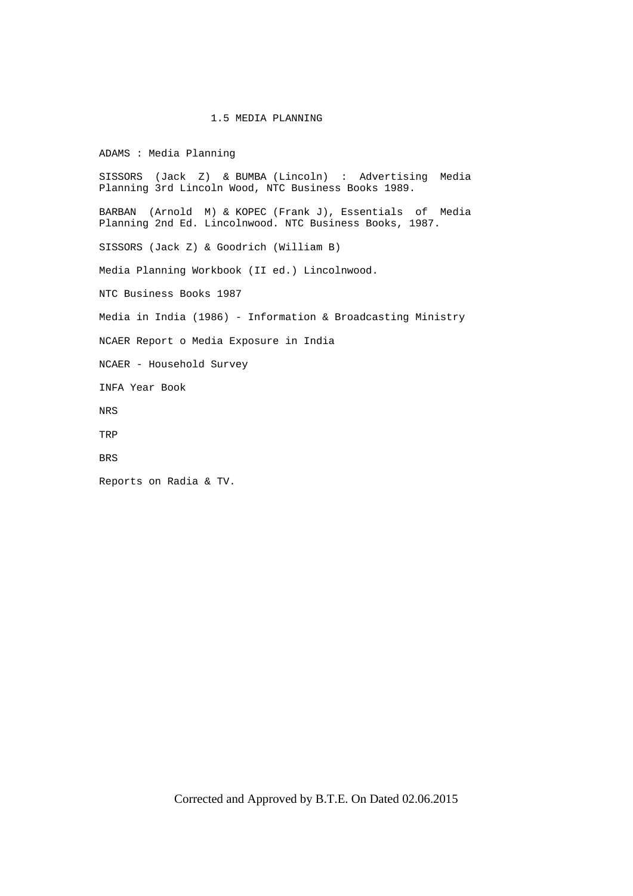## 1.5 MEDIA PLANNING

ADAMS : Media Planning

SISSORS (Jack Z) & BUMBA (Lincoln) : Advertising Media Planning 3rd Lincoln Wood, NTC Business Books 1989.

BARBAN (Arnold M) & KOPEC (Frank J), Essentials of Media Planning 2nd Ed. Lincolnwood. NTC Business Books, 1987.

SISSORS (Jack Z) & Goodrich (William B)

Media Planning Workbook (II ed.) Lincolnwood.

NTC Business Books 1987

Media in India (1986) - Information & Broadcasting Ministry

NCAER Report o Media Exposure in India

NCAER - Household Survey

INFA Year Book

NRS

TRP

BRS

Reports on Radia & TV.

Corrected and Approved by B.T.E. On Dated 02.06.2015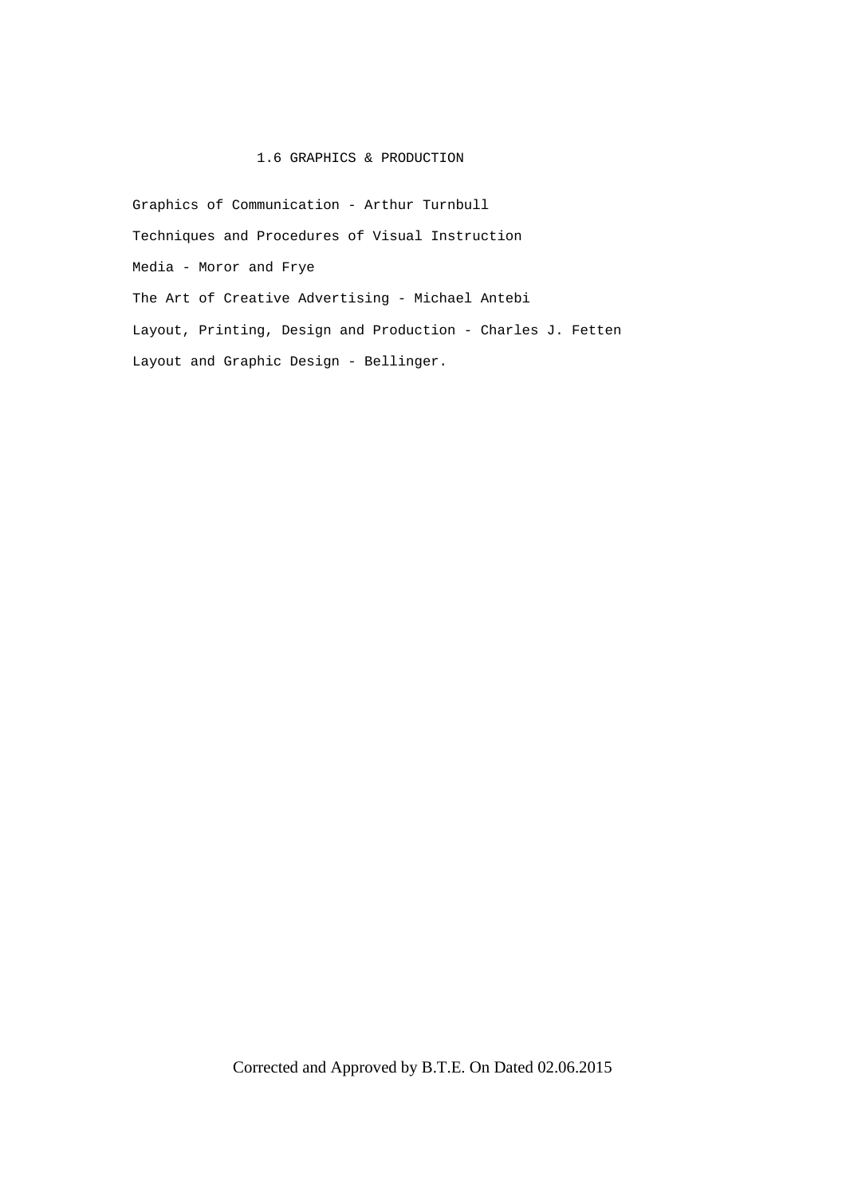## 1.6 GRAPHICS & PRODUCTION

Graphics of Communication - Arthur Turnbull

Techniques and Procedures of Visual Instruction

Media - Moror and Frye

The Art of Creative Advertising - Michael Antebi

Layout, Printing, Design and Production - Charles J. Fetten

Layout and Graphic Design - Bellinger.

Corrected and Approved by B.T.E. On Dated 02.06.2015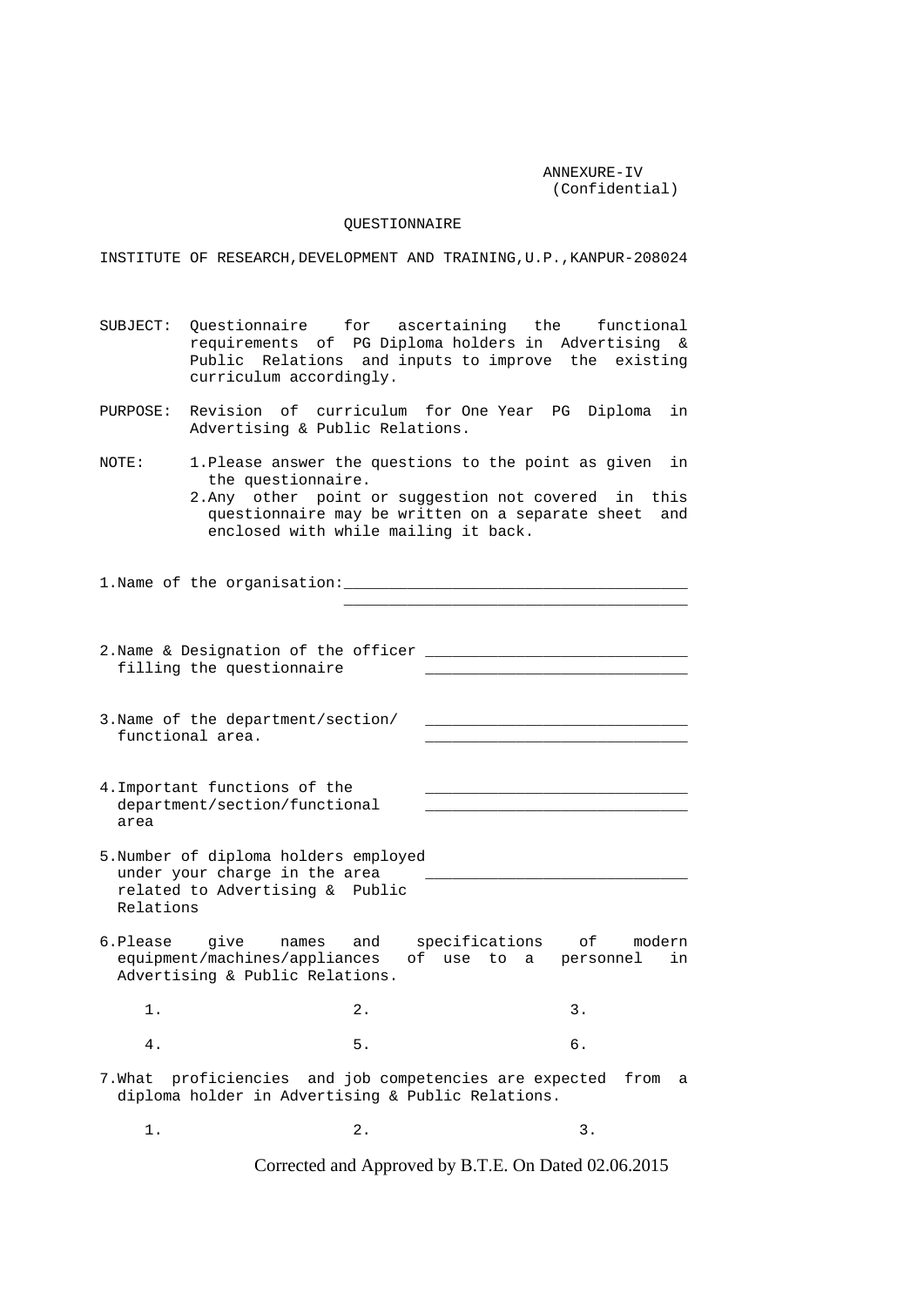ANNEXURE-IV
(Confidential)

QUESTIONNAIRE

INSTITUTE OF RESEARCH,DEVELOPMENT AND TRAINING,U.P.,KANPUR-208024

SUBJECT: Questionnaire for ascertaining the functional requirements of PG Diploma holders in Advertising & Public Relations and inputs to improve the existing curriculum accordingly.

PURPOSE: Revision of curriculum for One Year PG Diploma in Advertising & Public Relations.

NOTE:
1. Please answer the questions to the point as given in the questionnaire.
2. Any other point or suggestion not covered in this questionnaire may be written on a separate sheet and enclosed with while mailing it back.

1. Name of the organisation: ______________________________________
______________________________________

2. Name & Designation of the officer filling the questionnaire ____________________________
____________________________

3. Name of the department/section/ functional area. ____________________________
____________________________

4. Important functions of the department/section/functional area ____________________________
____________________________

5. Number of diploma holders employed under your charge in the area related to Advertising & Public Relations ____________________________

6. Please give names and specifications of modern equipment/machines/appliances of use to a personnel in Advertising & Public Relations.

1. 2. 3.

4. 5. 6.

7. What proficiencies and job competencies are expected from a diploma holder in Advertising & Public Relations.

1. 2. 3.

Corrected and Approved by B.T.E. On Dated 02.06.2015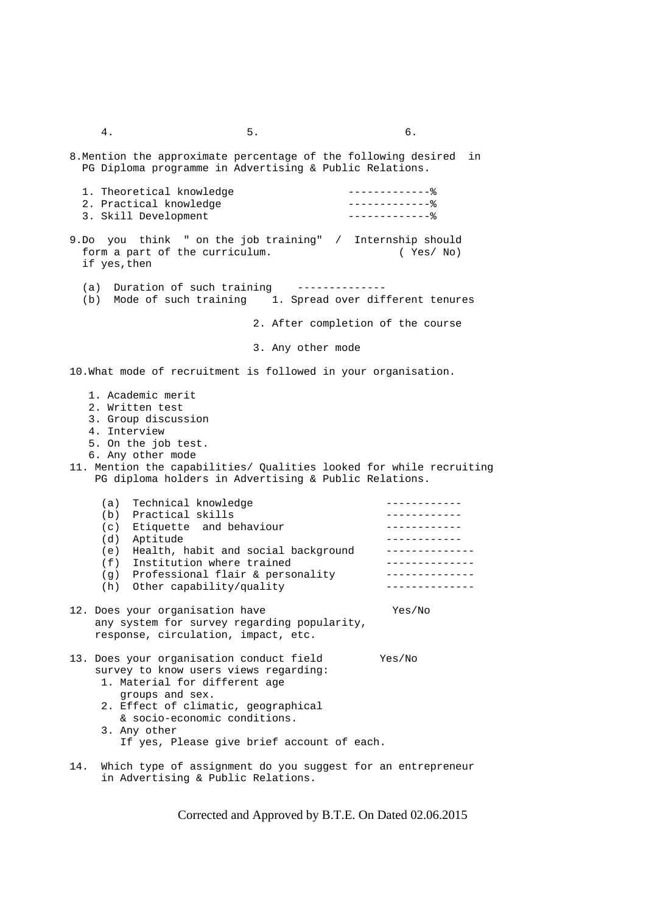4. 5. 6.

8.Mention the approximate percentage of the following desired in PG Diploma programme in Advertising & Public Relations.

1. Theoretical knowledge -------------%
2. Practical knowledge -------------%
3. Skill Development -------------%

9.Do you think " on the job training" / Internship should form a part of the curriculum. ( Yes/ No)
if yes,then

(a) Duration of such training --------------
(b) Mode of such training
   1. Spread over different tenures
   2. After completion of the course
   3. Any other mode

10.What mode of recruitment is followed in your organisation.

1. Academic merit
2. Written test
3. Group discussion
4. Interview
5. On the job test.
6. Any other mode

11. Mention the capabilities/ Qualities looked for while recruiting PG diploma holders in Advertising & Public Relations.

(a) Technical knowledge ------------
(b) Practical skills ------------
(c) Etiquette and behaviour ------------
(d) Aptitude ------------
(e) Health, habit and social background --------------
(f) Institution where trained --------------
(g) Professional flair & personality --------------
(h) Other capability/quality --------------

12. Does your organisation have any system for survey regarding popularity, response, circulation, impact, etc. Yes/No

13. Does your organisation conduct field survey to know users views regarding: Yes/No
1. Material for different age groups and sex.
2. Effect of climatic, geographical & socio-economic conditions.
3. Any other
If yes, Please give brief account of each.

14. Which type of assignment do you suggest for an entrepreneur in Advertising & Public Relations.

Corrected and Approved by B.T.E. On Dated 02.06.2015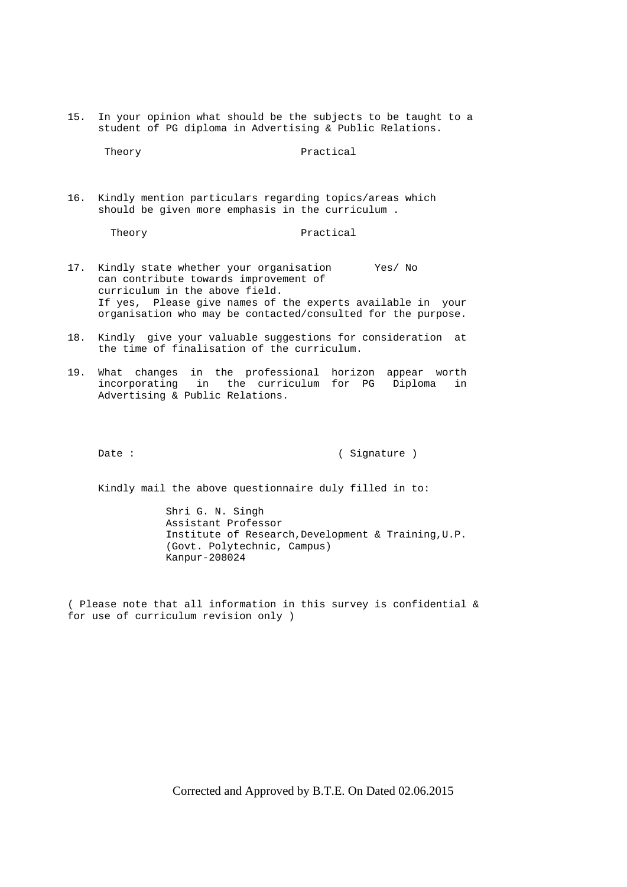15. In your opinion what should be the subjects to be taught to a student of PG diploma in Advertising & Public Relations.

    Theory                    Practical

16. Kindly mention particulars regarding topics/areas which should be given more emphasis in the curriculum .

    Theory                    Practical

17. Kindly state whether your organisation can contribute towards improvement of curriculum in the above field.    Yes/ No
    If yes, Please give names of the experts available in your organisation who may be contacted/consulted for the purpose.

18. Kindly give your valuable suggestions for consideration at the time of finalisation of the curriculum.

19. What changes in the professional horizon appear worth incorporating in the curriculum for PG Diploma in Advertising & Public Relations.

Date :                                ( Signature )

Kindly mail the above questionnaire duly filled in to:

Shri G. N. Singh
Assistant Professor
Institute of Research,Development & Training,U.P.
(Govt. Polytechnic, Campus)
Kanpur-208024

( Please note that all information in this survey is confidential & for use of curriculum revision only )

Corrected and Approved by B.T.E. On Dated 02.06.2015